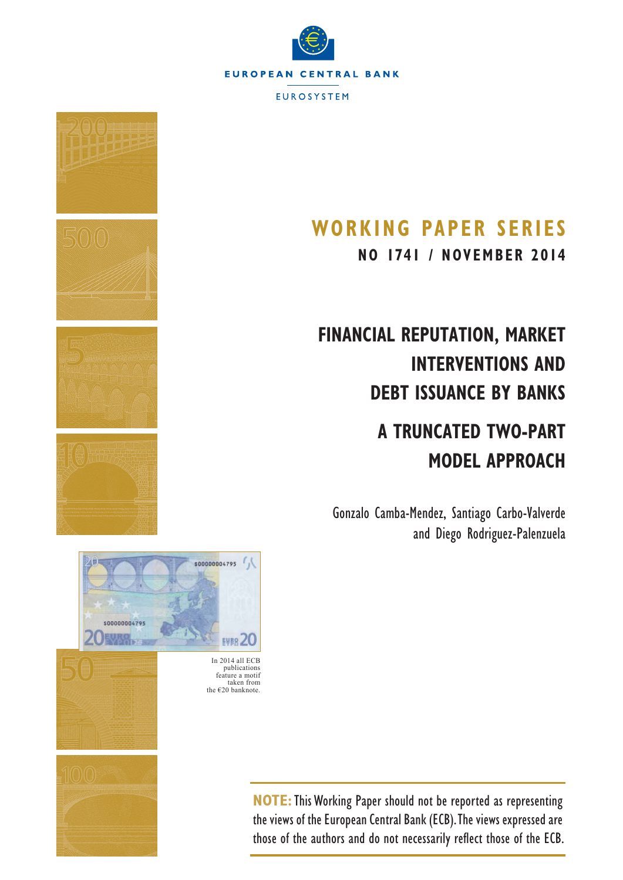EUROPEAN CENTRAL BANK

EUROSYSTEM

# WORKING PAPER SERIES

**NO 1741 / NOVEMBER 2014**

# FINANCIAL REPUTATION, MARKET INTERVENTIONS AND DEBT ISSUANCE BY BANKS

## A TRUNCATED TWO-PART MODEL APPROACH

Gonzalo Camba-Mendez, Santiago Carbo-Valverde and Diego Rodriguez-Palenzuela

In 2014 all ECB publications feature a motif taken from the €20 banknote.

**NOTE:** This Working Paper should not be reported as representing the views of the European Central Bank (ECB). The views expressed are those of the authors and do not necessarily reflect those of the ECB.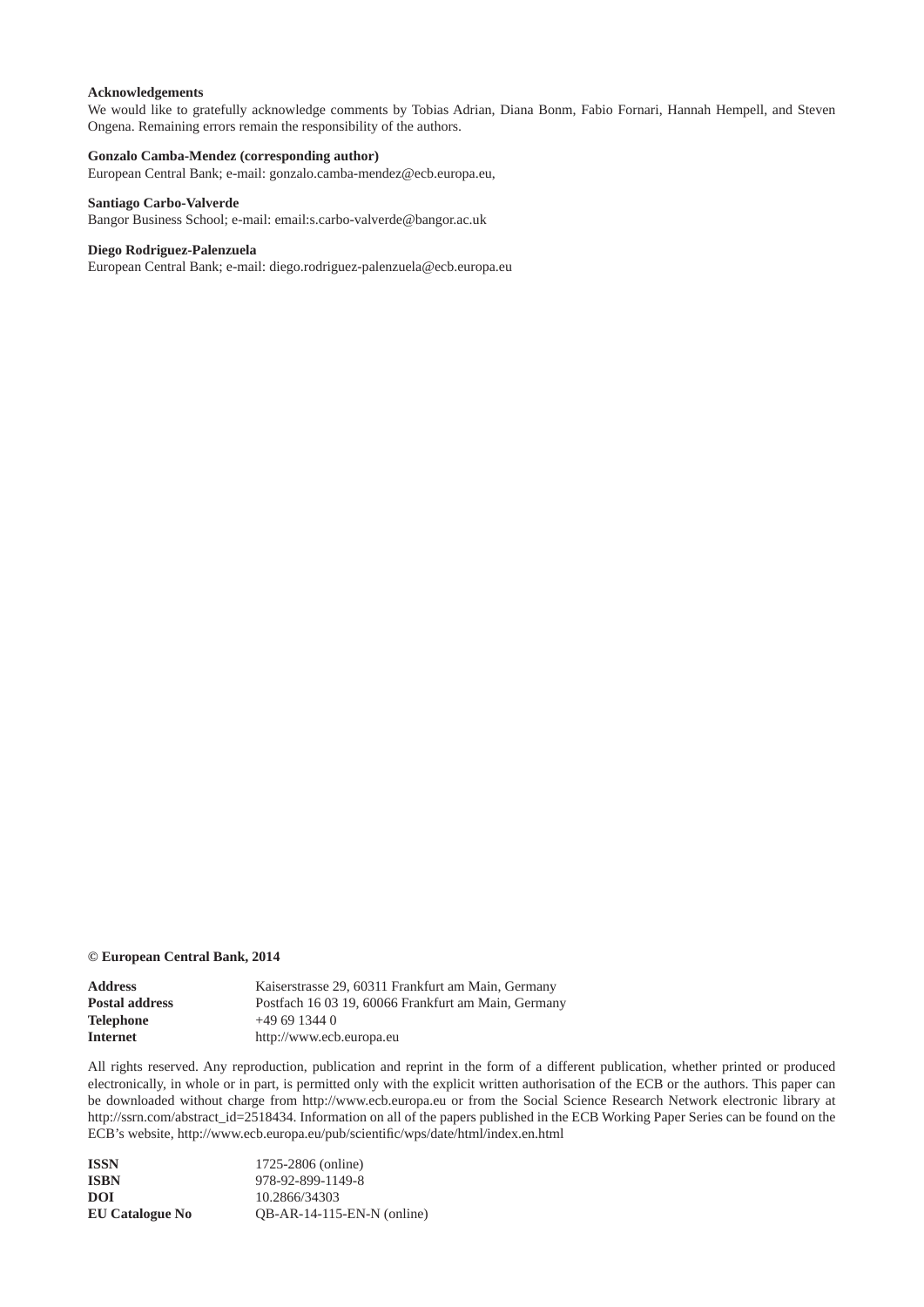**Acknowledgements**

We would like to gratefully acknowledge comments by Tobias Adrian, Diana Bonm, Fabio Fornari, Hannah Hempell, and Steven Ongena. Remaining errors remain the responsibility of the authors.

**Gonzalo Camba-Mendez (corresponding author)**
European Central Bank; e-mail: gonzalo.camba-mendez@ecb.europa.eu,

**Santiago Carbo-Valverde**
Bangor Business School; e-mail: email:s.carbo-valverde@bangor.ac.uk

**Diego Rodriguez-Palenzuela**
European Central Bank; e-mail: diego.rodriguez-palenzuela@ecb.europa.eu

**© European Central Bank, 2014**

| | |
|---|---|
| **Address** | Kaiserstrasse 29, 60311 Frankfurt am Main, Germany |
| **Postal address** | Postfach 16 03 19, 60066 Frankfurt am Main, Germany |
| **Telephone** | +49 69 1344 0 |
| **Internet** | http://www.ecb.europa.eu |

All rights reserved. Any reproduction, publication and reprint in the form of a different publication, whether printed or produced electronically, in whole or in part, is permitted only with the explicit written authorisation of the ECB or the authors. This paper can be downloaded without charge from http://www.ecb.europa.eu or from the Social Science Research Network electronic library at http://ssrn.com/abstract_id=2518434. Information on all of the papers published in the ECB Working Paper Series can be found on the ECB's website, http://www.ecb.europa.eu/pub/scientific/wps/date/html/index.en.html

| | |
|---|---|
| **ISSN** | 1725-2806 (online) |
| **ISBN** | 978-92-899-1149-8 |
| **DOI** | 10.2866/34303 |
| **EU Catalogue No** | QB-AR-14-115-EN-N (online) |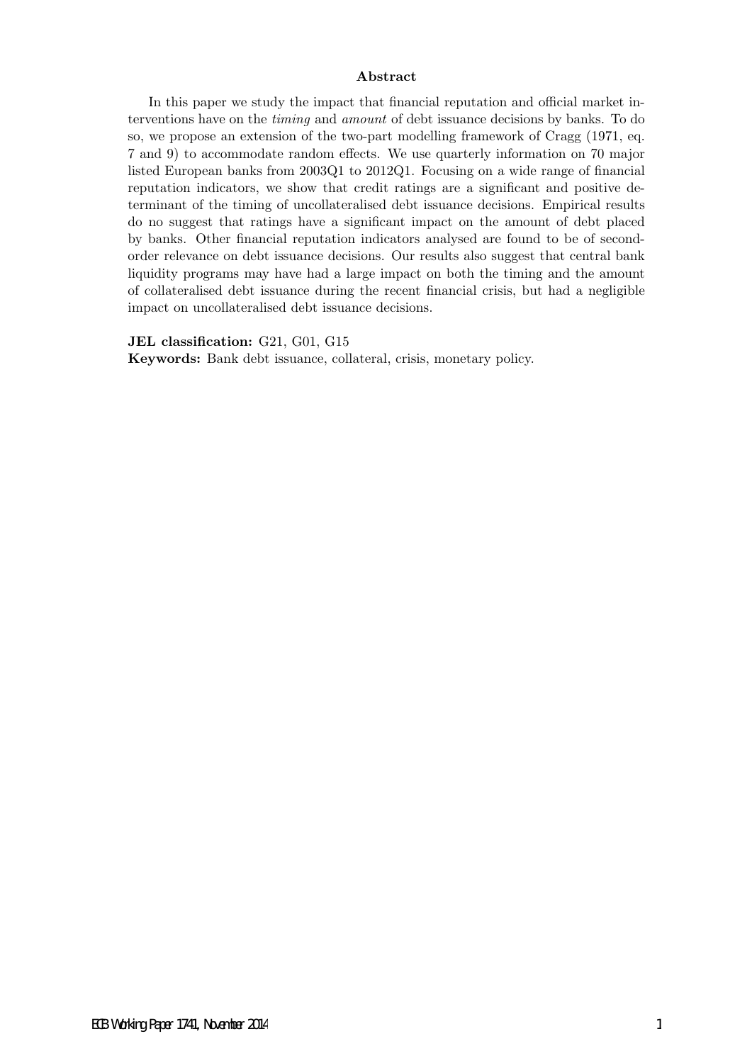## Abstract

In this paper we study the impact that financial reputation and official market interventions have on the *timing* and *amount* of debt issuance decisions by banks. To do so, we propose an extension of the two-part modelling framework of Cragg (1971, eq. 7 and 9) to accommodate random effects. We use quarterly information on 70 major listed European banks from 2003Q1 to 2012Q1. Focusing on a wide range of financial reputation indicators, we show that credit ratings are a significant and positive determinant of the timing of uncollateralised debt issuance decisions. Empirical results do no suggest that ratings have a significant impact on the amount of debt placed by banks. Other financial reputation indicators analysed are found to be of second-order relevance on debt issuance decisions. Our results also suggest that central bank liquidity programs may have had a large impact on both the timing and the amount of collateralised debt issuance during the recent financial crisis, but had a negligible impact on uncollateralised debt issuance decisions.

**JEL classification:** G21, G01, G15

**Keywords:** Bank debt issuance, collateral, crisis, monetary policy.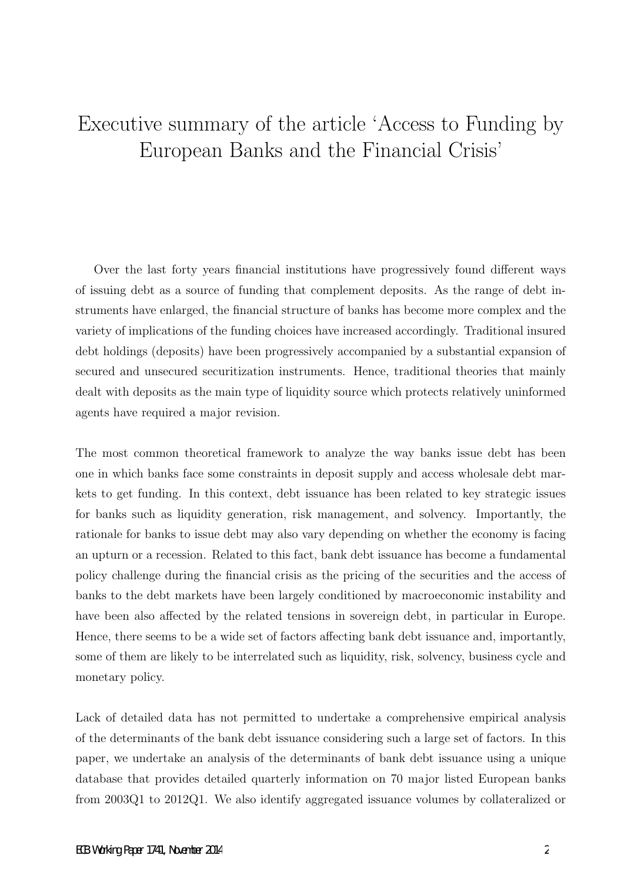# Executive summary of the article 'Access to Funding by European Banks and the Financial Crisis'

Over the last forty years financial institutions have progressively found different ways of issuing debt as a source of funding that complement deposits. As the range of debt instruments have enlarged, the financial structure of banks has become more complex and the variety of implications of the funding choices have increased accordingly. Traditional insured debt holdings (deposits) have been progressively accompanied by a substantial expansion of secured and unsecured securitization instruments. Hence, traditional theories that mainly dealt with deposits as the main type of liquidity source which protects relatively uninformed agents have required a major revision.

The most common theoretical framework to analyze the way banks issue debt has been one in which banks face some constraints in deposit supply and access wholesale debt markets to get funding. In this context, debt issuance has been related to key strategic issues for banks such as liquidity generation, risk management, and solvency. Importantly, the rationale for banks to issue debt may also vary depending on whether the economy is facing an upturn or a recession. Related to this fact, bank debt issuance has become a fundamental policy challenge during the financial crisis as the pricing of the securities and the access of banks to the debt markets have been largely conditioned by macroeconomic instability and have been also affected by the related tensions in sovereign debt, in particular in Europe. Hence, there seems to be a wide set of factors affecting bank debt issuance and, importantly, some of them are likely to be interrelated such as liquidity, risk, solvency, business cycle and monetary policy.

Lack of detailed data has not permitted to undertake a comprehensive empirical analysis of the determinants of the bank debt issuance considering such a large set of factors. In this paper, we undertake an analysis of the determinants of bank debt issuance using a unique database that provides detailed quarterly information on 70 major listed European banks from 2003Q1 to 2012Q1. We also identify aggregated issuance volumes by collateralized or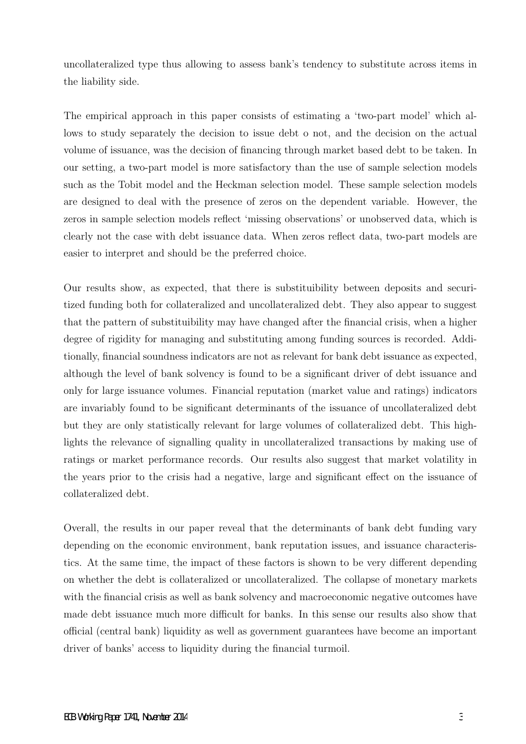uncollateralized type thus allowing to assess bank's tendency to substitute across items in the liability side.

The empirical approach in this paper consists of estimating a 'two-part model' which allows to study separately the decision to issue debt o not, and the decision on the actual volume of issuance, was the decision of financing through market based debt to be taken. In our setting, a two-part model is more satisfactory than the use of sample selection models such as the Tobit model and the Heckman selection model. These sample selection models are designed to deal with the presence of zeros on the dependent variable. However, the zeros in sample selection models reflect 'missing observations' or unobserved data, which is clearly not the case with debt issuance data. When zeros reflect data, two-part models are easier to interpret and should be the preferred choice.

Our results show, as expected, that there is substituibility between deposits and securitized funding both for collateralized and uncollateralized debt. They also appear to suggest that the pattern of substituibility may have changed after the financial crisis, when a higher degree of rigidity for managing and substituting among funding sources is recorded. Additionally, financial soundness indicators are not as relevant for bank debt issuance as expected, although the level of bank solvency is found to be a significant driver of debt issuance and only for large issuance volumes. Financial reputation (market value and ratings) indicators are invariably found to be significant determinants of the issuance of uncollateralized debt but they are only statistically relevant for large volumes of collateralized debt. This highlights the relevance of signalling quality in uncollateralized transactions by making use of ratings or market performance records. Our results also suggest that market volatility in the years prior to the crisis had a negative, large and significant effect on the issuance of collateralized debt.

Overall, the results in our paper reveal that the determinants of bank debt funding vary depending on the economic environment, bank reputation issues, and issuance characteristics. At the same time, the impact of these factors is shown to be very different depending on whether the debt is collateralized or uncollateralized. The collapse of monetary markets with the financial crisis as well as bank solvency and macroeconomic negative outcomes have made debt issuance much more difficult for banks. In this sense our results also show that official (central bank) liquidity as well as government guarantees have become an important driver of banks' access to liquidity during the financial turmoil.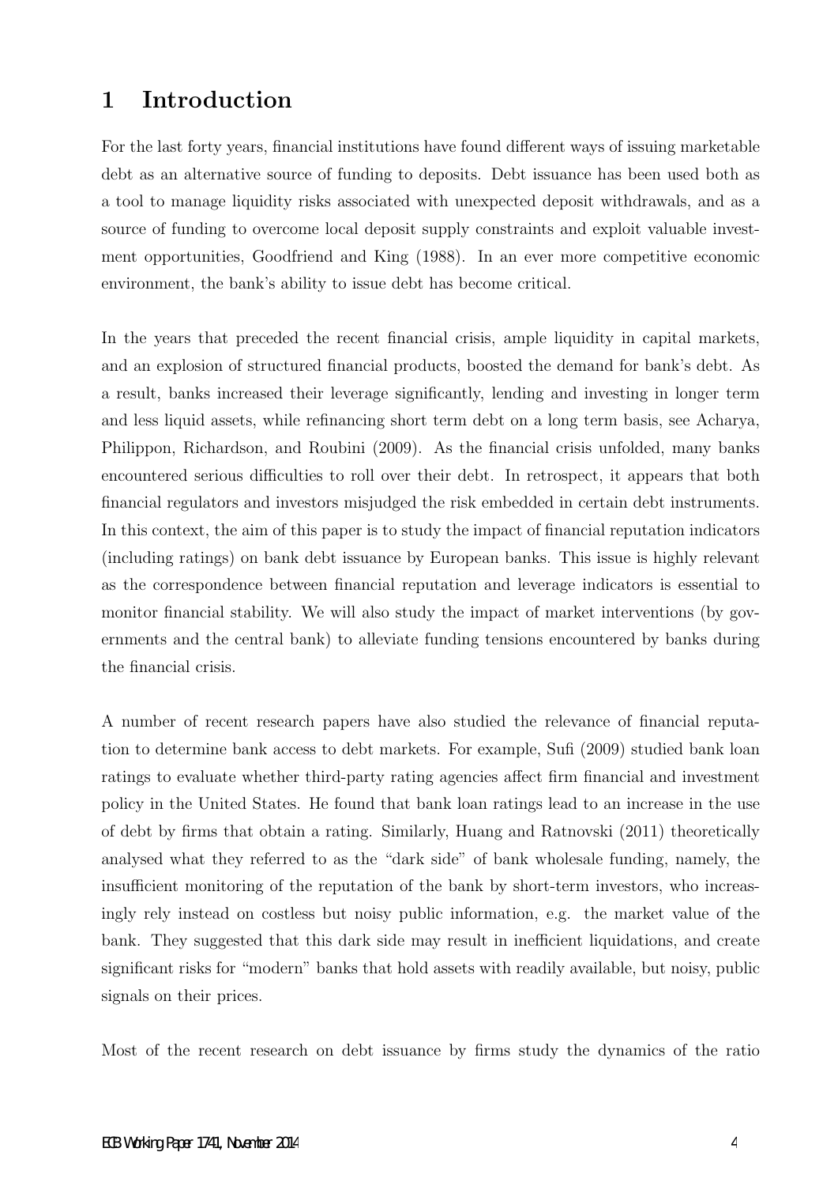# 1 Introduction

For the last forty years, financial institutions have found different ways of issuing marketable debt as an alternative source of funding to deposits. Debt issuance has been used both as a tool to manage liquidity risks associated with unexpected deposit withdrawals, and as a source of funding to overcome local deposit supply constraints and exploit valuable investment opportunities, Goodfriend and King (1988). In an ever more competitive economic environment, the bank's ability to issue debt has become critical.

In the years that preceded the recent financial crisis, ample liquidity in capital markets, and an explosion of structured financial products, boosted the demand for bank's debt. As a result, banks increased their leverage significantly, lending and investing in longer term and less liquid assets, while refinancing short term debt on a long term basis, see Acharya, Philippon, Richardson, and Roubini (2009). As the financial crisis unfolded, many banks encountered serious difficulties to roll over their debt. In retrospect, it appears that both financial regulators and investors misjudged the risk embedded in certain debt instruments. In this context, the aim of this paper is to study the impact of financial reputation indicators (including ratings) on bank debt issuance by European banks. This issue is highly relevant as the correspondence between financial reputation and leverage indicators is essential to monitor financial stability. We will also study the impact of market interventions (by governments and the central bank) to alleviate funding tensions encountered by banks during the financial crisis.

A number of recent research papers have also studied the relevance of financial reputation to determine bank access to debt markets. For example, Sufi (2009) studied bank loan ratings to evaluate whether third-party rating agencies affect firm financial and investment policy in the United States. He found that bank loan ratings lead to an increase in the use of debt by firms that obtain a rating. Similarly, Huang and Ratnovski (2011) theoretically analysed what they referred to as the "dark side" of bank wholesale funding, namely, the insufficient monitoring of the reputation of the bank by short-term investors, who increasingly rely instead on costless but noisy public information, e.g. the market value of the bank. They suggested that this dark side may result in inefficient liquidations, and create significant risks for "modern" banks that hold assets with readily available, but noisy, public signals on their prices.

Most of the recent research on debt issuance by firms study the dynamics of the ratio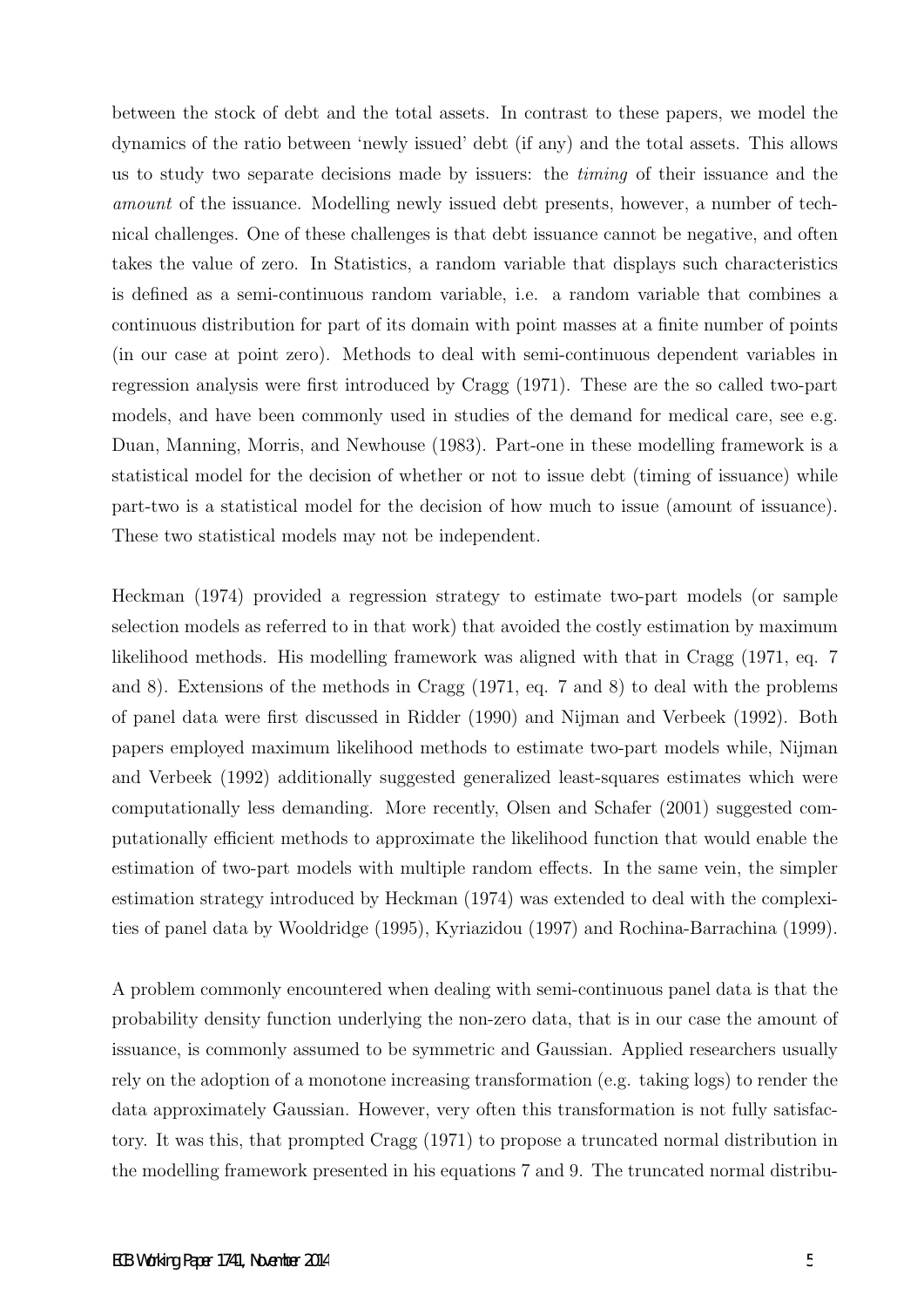between the stock of debt and the total assets. In contrast to these papers, we model the dynamics of the ratio between 'newly issued' debt (if any) and the total assets. This allows us to study two separate decisions made by issuers: the *timing* of their issuance and the *amount* of the issuance. Modelling newly issued debt presents, however, a number of technical challenges. One of these challenges is that debt issuance cannot be negative, and often takes the value of zero. In Statistics, a random variable that displays such characteristics is defined as a semi-continuous random variable, i.e. a random variable that combines a continuous distribution for part of its domain with point masses at a finite number of points (in our case at point zero). Methods to deal with semi-continuous dependent variables in regression analysis were first introduced by Cragg (1971). These are the so called two-part models, and have been commonly used in studies of the demand for medical care, see e.g. Duan, Manning, Morris, and Newhouse (1983). Part-one in these modelling framework is a statistical model for the decision of whether or not to issue debt (timing of issuance) while part-two is a statistical model for the decision of how much to issue (amount of issuance). These two statistical models may not be independent.

Heckman (1974) provided a regression strategy to estimate two-part models (or sample selection models as referred to in that work) that avoided the costly estimation by maximum likelihood methods. His modelling framework was aligned with that in Cragg (1971, eq. 7 and 8). Extensions of the methods in Cragg (1971, eq. 7 and 8) to deal with the problems of panel data were first discussed in Ridder (1990) and Nijman and Verbeek (1992). Both papers employed maximum likelihood methods to estimate two-part models while, Nijman and Verbeek (1992) additionally suggested generalized least-squares estimates which were computationally less demanding. More recently, Olsen and Schafer (2001) suggested computationally efficient methods to approximate the likelihood function that would enable the estimation of two-part models with multiple random effects. In the same vein, the simpler estimation strategy introduced by Heckman (1974) was extended to deal with the complexities of panel data by Wooldridge (1995), Kyriazidou (1997) and Rochina-Barrachina (1999).

A problem commonly encountered when dealing with semi-continuous panel data is that the probability density function underlying the non-zero data, that is in our case the amount of issuance, is commonly assumed to be symmetric and Gaussian. Applied researchers usually rely on the adoption of a monotone increasing transformation (e.g. taking logs) to render the data approximately Gaussian. However, very often this transformation is not fully satisfactory. It was this, that prompted Cragg (1971) to propose a truncated normal distribution in the modelling framework presented in his equations 7 and 9. The truncated normal distribu-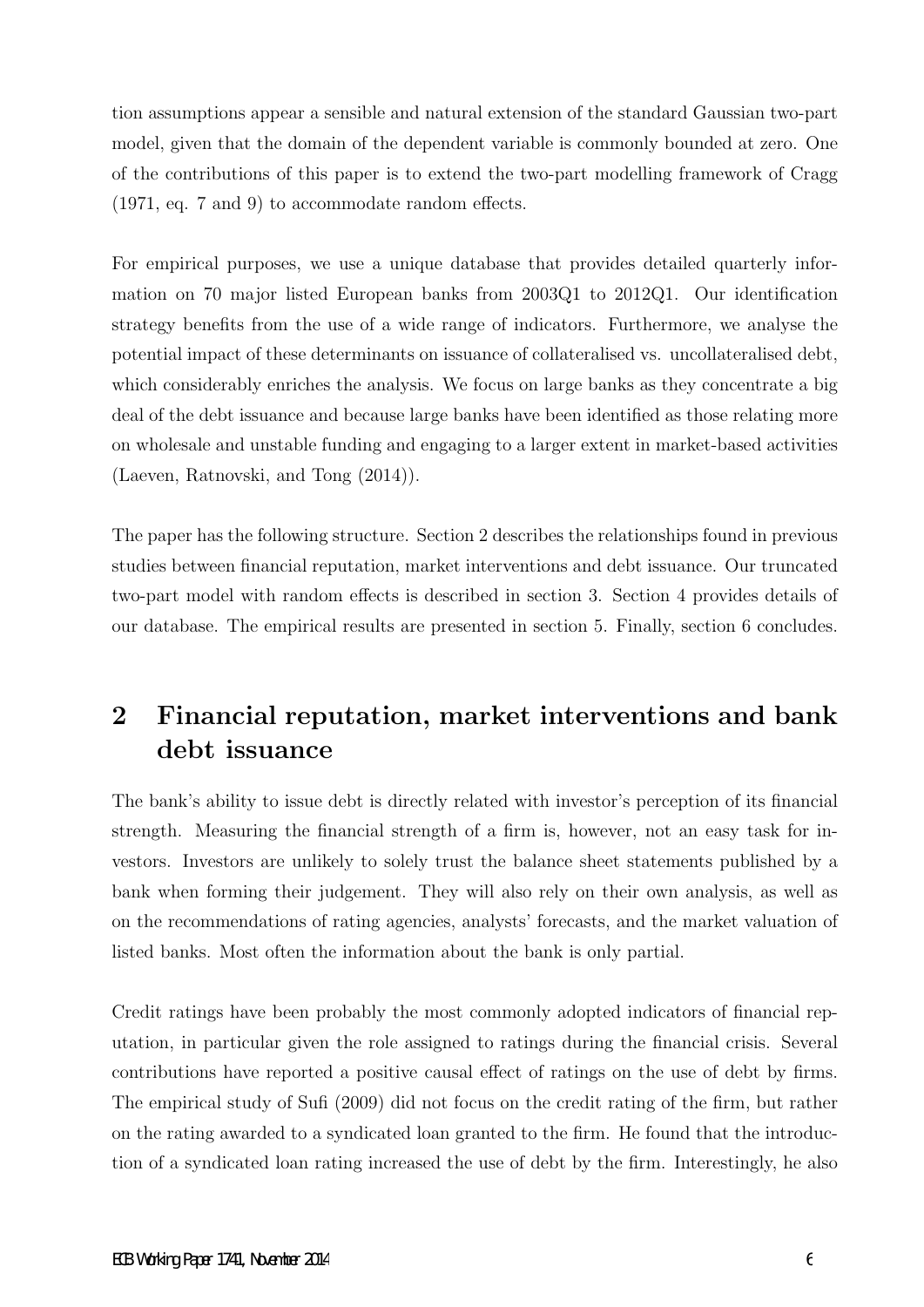tion assumptions appear a sensible and natural extension of the standard Gaussian two-part model, given that the domain of the dependent variable is commonly bounded at zero. One of the contributions of this paper is to extend the two-part modelling framework of Cragg (1971, eq. 7 and 9) to accommodate random effects.

For empirical purposes, we use a unique database that provides detailed quarterly information on 70 major listed European banks from 2003Q1 to 2012Q1. Our identification strategy benefits from the use of a wide range of indicators. Furthermore, we analyse the potential impact of these determinants on issuance of collateralised vs. uncollateralised debt, which considerably enriches the analysis. We focus on large banks as they concentrate a big deal of the debt issuance and because large banks have been identified as those relating more on wholesale and unstable funding and engaging to a larger extent in market-based activities (Laeven, Ratnovski, and Tong (2014)).

The paper has the following structure. Section 2 describes the relationships found in previous studies between financial reputation, market interventions and debt issuance. Our truncated two-part model with random effects is described in section 3. Section 4 provides details of our database. The empirical results are presented in section 5. Finally, section 6 concludes.

## 2 Financial reputation, market interventions and bank debt issuance

The bank's ability to issue debt is directly related with investor's perception of its financial strength. Measuring the financial strength of a firm is, however, not an easy task for investors. Investors are unlikely to solely trust the balance sheet statements published by a bank when forming their judgement. They will also rely on their own analysis, as well as on the recommendations of rating agencies, analysts' forecasts, and the market valuation of listed banks. Most often the information about the bank is only partial.

Credit ratings have been probably the most commonly adopted indicators of financial reputation, in particular given the role assigned to ratings during the financial crisis. Several contributions have reported a positive causal effect of ratings on the use of debt by firms. The empirical study of Sufi (2009) did not focus on the credit rating of the firm, but rather on the rating awarded to a syndicated loan granted to the firm. He found that the introduction of a syndicated loan rating increased the use of debt by the firm. Interestingly, he also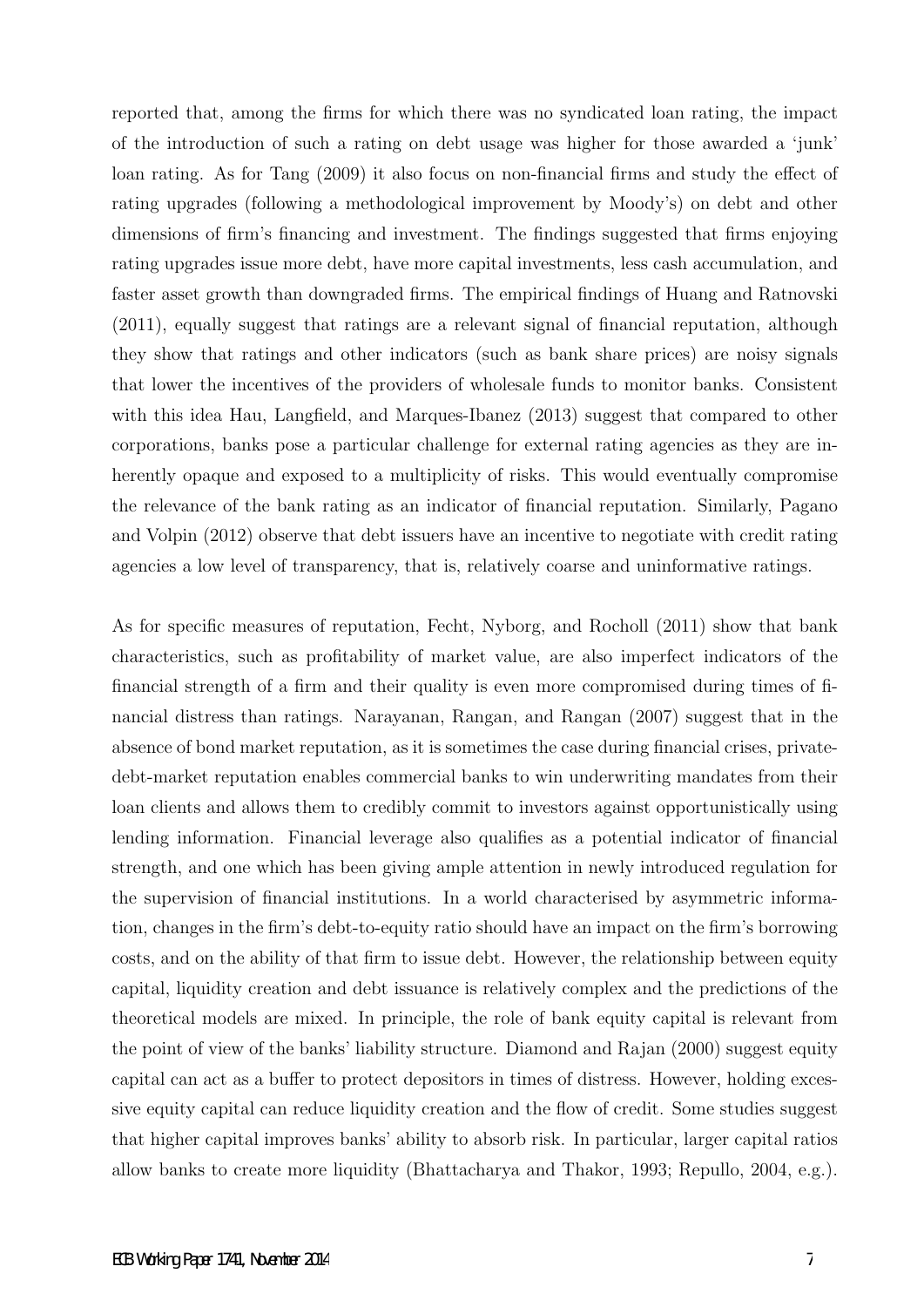reported that, among the firms for which there was no syndicated loan rating, the impact of the introduction of such a rating on debt usage was higher for those awarded a 'junk' loan rating. As for Tang (2009) it also focus on non-financial firms and study the effect of rating upgrades (following a methodological improvement by Moody's) on debt and other dimensions of firm's financing and investment. The findings suggested that firms enjoying rating upgrades issue more debt, have more capital investments, less cash accumulation, and faster asset growth than downgraded firms. The empirical findings of Huang and Ratnovski (2011), equally suggest that ratings are a relevant signal of financial reputation, although they show that ratings and other indicators (such as bank share prices) are noisy signals that lower the incentives of the providers of wholesale funds to monitor banks. Consistent with this idea Hau, Langfield, and Marques-Ibanez (2013) suggest that compared to other corporations, banks pose a particular challenge for external rating agencies as they are inherently opaque and exposed to a multiplicity of risks. This would eventually compromise the relevance of the bank rating as an indicator of financial reputation. Similarly, Pagano and Volpin (2012) observe that debt issuers have an incentive to negotiate with credit rating agencies a low level of transparency, that is, relatively coarse and uninformative ratings.

As for specific measures of reputation, Fecht, Nyborg, and Rocholl (2011) show that bank characteristics, such as profitability of market value, are also imperfect indicators of the financial strength of a firm and their quality is even more compromised during times of financial distress than ratings. Narayanan, Rangan, and Rangan (2007) suggest that in the absence of bond market reputation, as it is sometimes the case during financial crises, private-debt-market reputation enables commercial banks to win underwriting mandates from their loan clients and allows them to credibly commit to investors against opportunistically using lending information. Financial leverage also qualifies as a potential indicator of financial strength, and one which has been giving ample attention in newly introduced regulation for the supervision of financial institutions. In a world characterised by asymmetric information, changes in the firm's debt-to-equity ratio should have an impact on the firm's borrowing costs, and on the ability of that firm to issue debt. However, the relationship between equity capital, liquidity creation and debt issuance is relatively complex and the predictions of the theoretical models are mixed. In principle, the role of bank equity capital is relevant from the point of view of the banks' liability structure. Diamond and Rajan (2000) suggest equity capital can act as a buffer to protect depositors in times of distress. However, holding excessive equity capital can reduce liquidity creation and the flow of credit. Some studies suggest that higher capital improves banks' ability to absorb risk. In particular, larger capital ratios allow banks to create more liquidity (Bhattacharya and Thakor, 1993; Repullo, 2004, e.g.).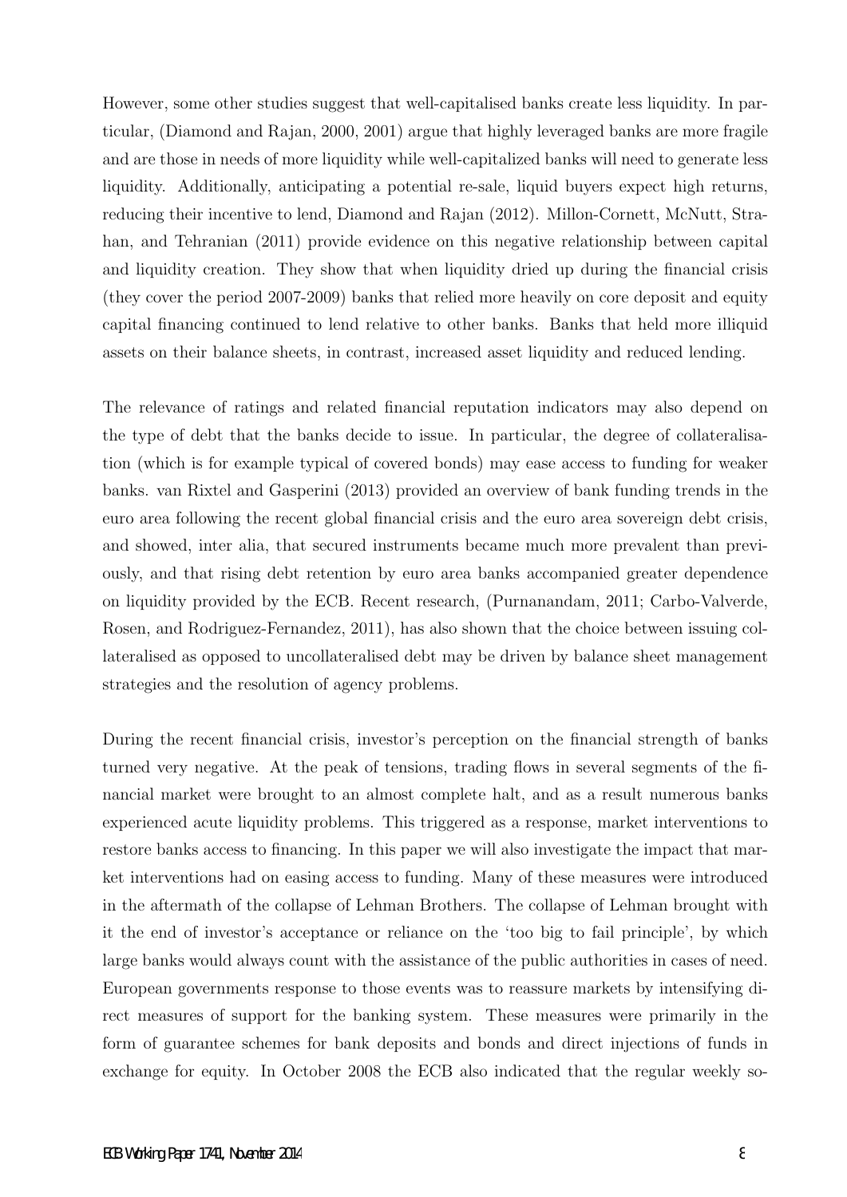However, some other studies suggest that well-capitalised banks create less liquidity. In particular, (Diamond and Rajan, 2000, 2001) argue that highly leveraged banks are more fragile and are those in needs of more liquidity while well-capitalized banks will need to generate less liquidity. Additionally, anticipating a potential re-sale, liquid buyers expect high returns, reducing their incentive to lend, Diamond and Rajan (2012). Millon-Cornett, McNutt, Strahan, and Tehranian (2011) provide evidence on this negative relationship between capital and liquidity creation. They show that when liquidity dried up during the financial crisis (they cover the period 2007-2009) banks that relied more heavily on core deposit and equity capital financing continued to lend relative to other banks. Banks that held more illiquid assets on their balance sheets, in contrast, increased asset liquidity and reduced lending.

The relevance of ratings and related financial reputation indicators may also depend on the type of debt that the banks decide to issue. In particular, the degree of collateralisation (which is for example typical of covered bonds) may ease access to funding for weaker banks. van Rixtel and Gasperini (2013) provided an overview of bank funding trends in the euro area following the recent global financial crisis and the euro area sovereign debt crisis, and showed, inter alia, that secured instruments became much more prevalent than previously, and that rising debt retention by euro area banks accompanied greater dependence on liquidity provided by the ECB. Recent research, (Purnanandam, 2011; Carbo-Valverde, Rosen, and Rodriguez-Fernandez, 2011), has also shown that the choice between issuing collateralised as opposed to uncollateralised debt may be driven by balance sheet management strategies and the resolution of agency problems.

During the recent financial crisis, investor's perception on the financial strength of banks turned very negative. At the peak of tensions, trading flows in several segments of the financial market were brought to an almost complete halt, and as a result numerous banks experienced acute liquidity problems. This triggered as a response, market interventions to restore banks access to financing. In this paper we will also investigate the impact that market interventions had on easing access to funding. Many of these measures were introduced in the aftermath of the collapse of Lehman Brothers. The collapse of Lehman brought with it the end of investor's acceptance or reliance on the 'too big to fail principle', by which large banks would always count with the assistance of the public authorities in cases of need. European governments response to those events was to reassure markets by intensifying direct measures of support for the banking system. These measures were primarily in the form of guarantee schemes for bank deposits and bonds and direct injections of funds in exchange for equity. In October 2008 the ECB also indicated that the regular weekly so-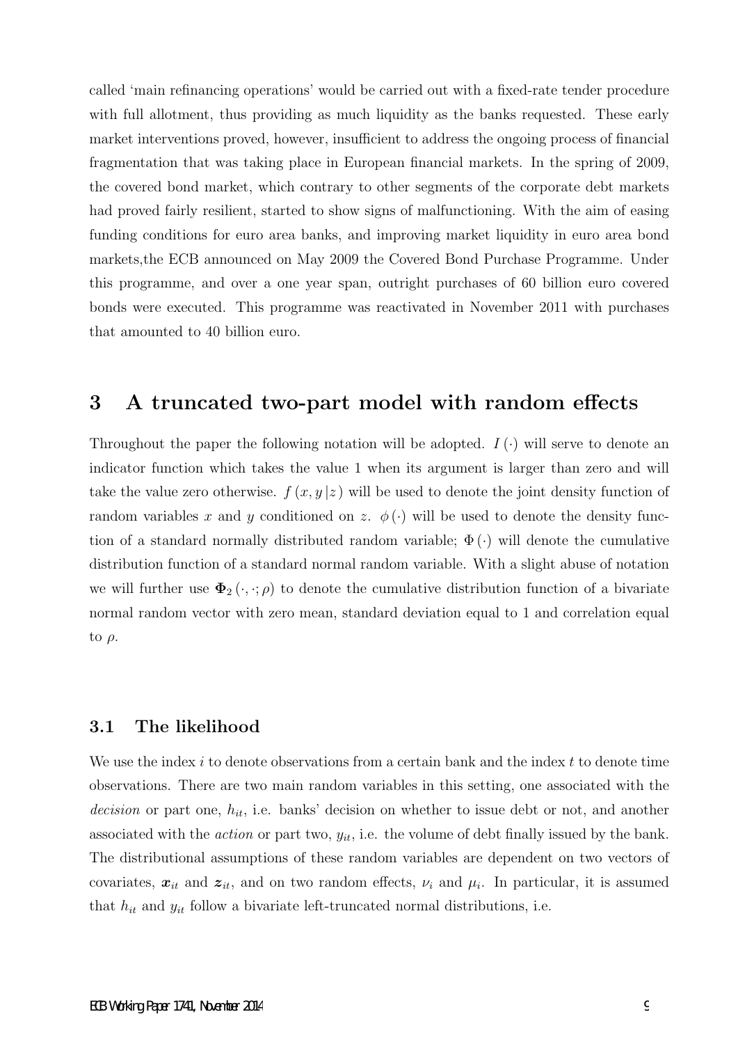called 'main refinancing operations' would be carried out with a fixed-rate tender procedure with full allotment, thus providing as much liquidity as the banks requested. These early market interventions proved, however, insufficient to address the ongoing process of financial fragmentation that was taking place in European financial markets. In the spring of 2009, the covered bond market, which contrary to other segments of the corporate debt markets had proved fairly resilient, started to show signs of malfunctioning. With the aim of easing funding conditions for euro area banks, and improving market liquidity in euro area bond markets,the ECB announced on May 2009 the Covered Bond Purchase Programme. Under this programme, and over a one year span, outright purchases of 60 billion euro covered bonds were executed. This programme was reactivated in November 2011 with purchases that amounted to 40 billion euro.

# 3 A truncated two-part model with random effects

Throughout the paper the following notation will be adopted. $I(\cdot)$ will serve to denote an indicator function which takes the value 1 when its argument is larger than zero and will take the value zero otherwise. $f(x, y|z)$ will be used to denote the joint density function of random variables $x$ and $y$ conditioned on $z$. $\phi(\cdot)$ will be used to denote the density function of a standard normally distributed random variable; $\Phi(\cdot)$ will denote the cumulative distribution function of a standard normal random variable. With a slight abuse of notation we will further use $\mathbf{\Phi}_2(\cdot, \cdot; \rho)$ to denote the cumulative distribution function of a bivariate normal random vector with zero mean, standard deviation equal to 1 and correlation equal to $\rho$.

## 3.1 The likelihood

We use the index $i$ to denote observations from a certain bank and the index $t$ to denote time observations. There are two main random variables in this setting, one associated with the *decision* or part one, $h_{it}$, i.e. banks' decision on whether to issue debt or not, and another associated with the *action* or part two, $y_{it}$, i.e. the volume of debt finally issued by the bank. The distributional assumptions of these random variables are dependent on two vectors of covariates, $\boldsymbol{x}_{it}$ and $\boldsymbol{z}_{it}$, and on two random effects, $\nu_i$ and $\mu_i$. In particular, it is assumed that $h_{it}$ and $y_{it}$ follow a bivariate left-truncated normal distributions, i.e.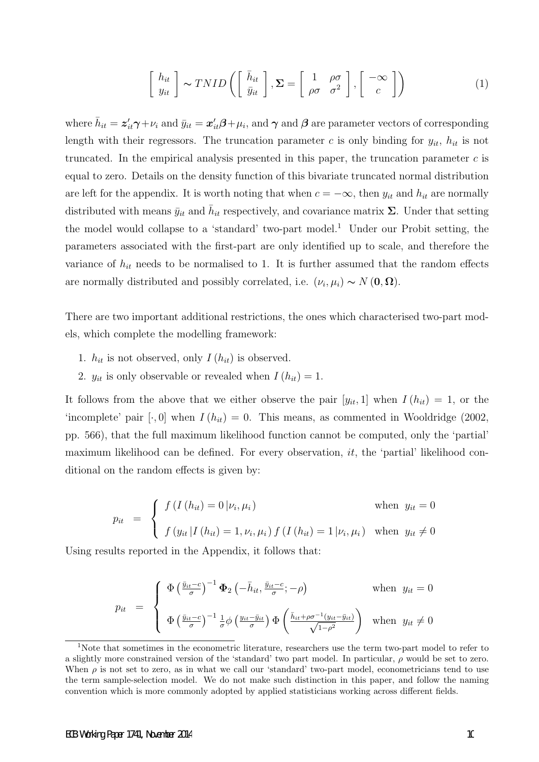$$\begin{bmatrix} h_{it} \\ y_{it} \end{bmatrix} \sim TNID\left( \begin{bmatrix} \bar{h}_{it} \\ \bar{y}_{it} \end{bmatrix}, \boldsymbol{\Sigma} = \begin{bmatrix} 1 & \rho\sigma \\ \rho\sigma & \sigma^2 \end{bmatrix}, \begin{bmatrix} -\infty \\ c \end{bmatrix} \right) \tag{1}$$

where $\bar{h}_{it} = \boldsymbol{z}'_{it}\boldsymbol{\gamma} + \nu_i$ and $\bar{y}_{it} = \boldsymbol{x}'_{it}\boldsymbol{\beta} + \mu_i$, and $\boldsymbol{\gamma}$ and $\boldsymbol{\beta}$ are parameter vectors of corresponding length with their regressors. The truncation parameter $c$ is only binding for $y_{it}$, $h_{it}$ is not truncated. In the empirical analysis presented in this paper, the truncation parameter $c$ is equal to zero. Details on the density function of this bivariate truncated normal distribution are left for the appendix. It is worth noting that when $c = -\infty$, then $y_{it}$ and $h_{it}$ are normally distributed with means $\bar{y}_{it}$ and $\bar{h}_{it}$ respectively, and covariance matrix $\boldsymbol{\Sigma}$. Under that setting the model would collapse to a 'standard' two-part model.[1] Under our Probit setting, the parameters associated with the first-part are only identified up to scale, and therefore the variance of $h_{it}$ needs to be normalised to 1. It is further assumed that the random effects are normally distributed and possibly correlated, i.e. $(\nu_i, \mu_i) \sim N(\mathbf{0}, \boldsymbol{\Omega})$.

There are two important additional restrictions, the ones which characterised two-part models, which complete the modelling framework:

1. $h_{it}$ is not observed, only $I(h_{it})$ is observed.
2. $y_{it}$ is only observable or revealed when $I(h_{it}) = 1$.

It follows from the above that we either observe the pair $[y_{it}, 1]$ when $I(h_{it}) = 1$, or the 'incomplete' pair $[\cdot, 0]$ when $I(h_{it}) = 0$. This means, as commented in Wooldridge (2002, pp. 566), that the full maximum likelihood function cannot be computed, only the 'partial' maximum likelihood can be defined. For every observation, $it$, the 'partial' likelihood conditional on the random effects is given by:

$$p_{it} = \begin{cases} f\left(I(h_{it}) = 0 \,|\nu_i, \mu_i\right) & \text{when } \; y_{it} = 0 \\ f\left(y_{it} \,|I(h_{it}) = 1, \nu_i, \mu_i\right) f\left(I(h_{it}) = 1 \,|\nu_i, \mu_i\right) & \text{when } \; y_{it} \neq 0 \end{cases}$$

Using results reported in the Appendix, it follows that:

$$p_{it} = \begin{cases} \Phi\left(\frac{\bar{y}_{it} - c}{\sigma}\right)^{-1} \boldsymbol{\Phi}_2\left(-\bar{h}_{it}, \frac{\bar{y}_{it} - c}{\sigma}; -\rho\right) & \text{when } \; y_{it} = 0 \\ \Phi\left(\frac{\bar{y}_{it} - c}{\sigma}\right)^{-1} \frac{1}{\sigma}\phi\left(\frac{y_{it} - \bar{y}_{it}}{\sigma}\right) \Phi\left(\frac{\bar{h}_{it} + \rho\sigma^{-1}(y_{it} - \bar{y}_{it})}{\sqrt{1-\rho^2}}\right) & \text{when } \; y_{it} \neq 0 \end{cases}$$

[1] Note that sometimes in the econometric literature, researchers use the term two-part model to refer to a slightly more constrained version of the 'standard' two part model. In particular, $\rho$ would be set to zero. When $\rho$ is not set to zero, as in what we call our 'standard' two-part model, econometricians tend to use the term sample-selection model. We do not make such distinction in this paper, and follow the naming convention which is more commonly adopted by applied statisticians working across different fields.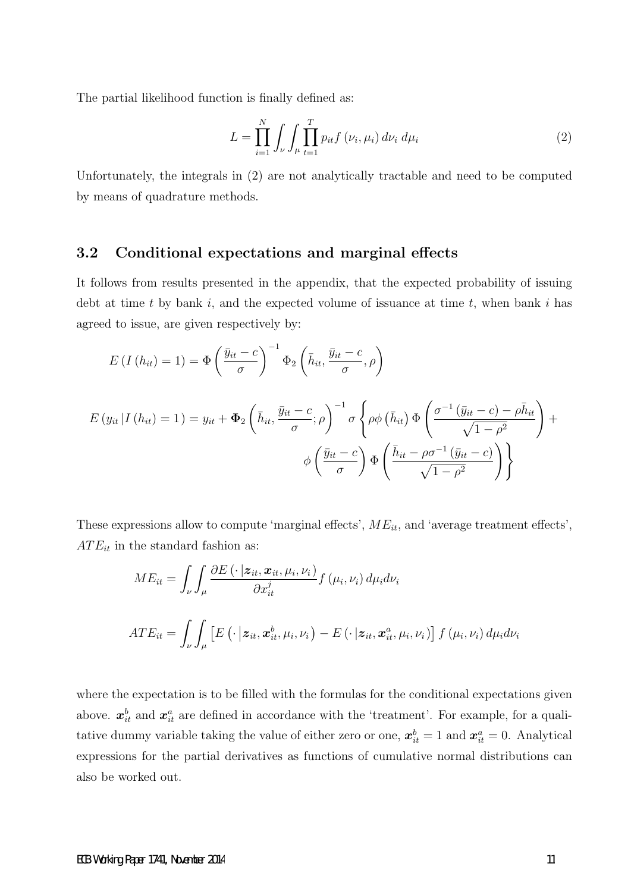The partial likelihood function is finally defined as:

$$L = \prod_{i=1}^{N} \int_{\nu} \int_{\mu} \prod_{t=1}^{T} p_{it} f(\nu_i, \mu_i)\, d\nu_i\, d\mu_i \tag{2}$$

Unfortunately, the integrals in (2) are not analytically tractable and need to be computed by means of quadrature methods.

## 3.2 Conditional expectations and marginal effects

It follows from results presented in the appendix, that the expected probability of issuing debt at time $t$ by bank $i$, and the expected volume of issuance at time $t$, when bank $i$ has agreed to issue, are given respectively by:

$$E\left(I\left(h_{it}\right)=1\right) = \Phi\left(\frac{\bar{y}_{it}-c}{\sigma}\right)^{-1} \Phi_2\left(\bar{h}_{it}, \frac{\bar{y}_{it}-c}{\sigma}, \rho\right)$$

$$E\left(y_{it}\left|I\left(h_{it}\right)=1\right.\right) = y_{it} + \mathbf{\Phi}_2\left(\bar{h}_{it}, \frac{\bar{y}_{it}-c}{\sigma}; \rho\right)^{-1} \sigma \left\{ \rho\phi\left(\bar{h}_{it}\right) \Phi\left(\frac{\sigma^{-1}\left(\bar{y}_{it}-c\right)-\rho\bar{h}_{it}}{\sqrt{1-\rho^2}}\right) + \phi\left(\frac{\bar{y}_{it}-c}{\sigma}\right) \Phi\left(\frac{\bar{h}_{it}-\rho\sigma^{-1}\left(\bar{y}_{it}-c\right)}{\sqrt{1-\rho^2}}\right) \right\}$$

These expressions allow to compute 'marginal effects', $ME_{it}$, and 'average treatment effects', $ATE_{it}$ in the standard fashion as:

$$ME_{it} = \int_{\nu} \int_{\mu} \frac{\partial E\left(\cdot\left|\boldsymbol{z}_{it}, \boldsymbol{x}_{it}, \mu_i, \nu_i\right.\right)}{\partial x_{it}^{j}} f\left(\mu_i, \nu_i\right) d\mu_i d\nu_i$$

$$ATE_{it} = \int_{\nu} \int_{\mu} \left[ E\left(\cdot\left|\boldsymbol{z}_{it}, \boldsymbol{x}_{it}^{b}, \mu_i, \nu_i\right.\right) - E\left(\cdot\left|\boldsymbol{z}_{it}, \boldsymbol{x}_{it}^{a}, \mu_i, \nu_i\right.\right) \right] f\left(\mu_i, \nu_i\right) d\mu_i d\nu_i$$

where the expectation is to be filled with the formulas for the conditional expectations given above. $\boldsymbol{x}_{it}^{b}$ and $\boldsymbol{x}_{it}^{a}$ are defined in accordance with the 'treatment'. For example, for a qualitative dummy variable taking the value of either zero or one, $\boldsymbol{x}_{it}^{b}=1$ and $\boldsymbol{x}_{it}^{a}=0$. Analytical expressions for the partial derivatives as functions of cumulative normal distributions can also be worked out.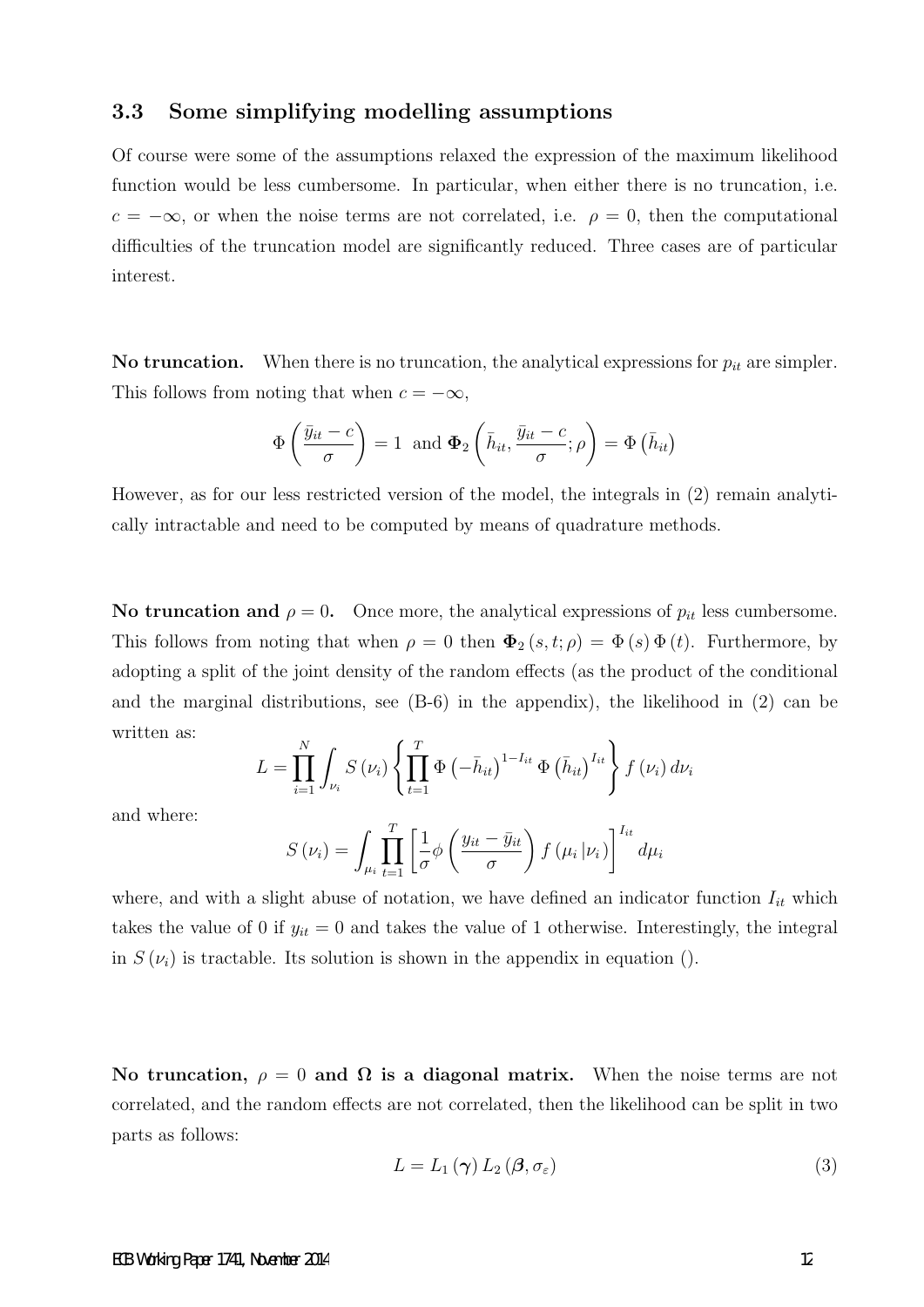### 3.3 Some simplifying modelling assumptions

Of course were some of the assumptions relaxed the expression of the maximum likelihood function would be less cumbersome. In particular, when either there is no truncation, i.e. $c = -\infty$, or when the noise terms are not correlated, i.e. $\rho = 0$, then the computational difficulties of the truncation model are significantly reduced. Three cases are of particular interest.

**No truncation.** When there is no truncation, the analytical expressions for $p_{it}$ are simpler. This follows from noting that when $c = -\infty$,

$$\Phi\left(\frac{\bar{y}_{it} - c}{\sigma}\right) = 1 \text{ and } \mathbf{\Phi}_2\left(\bar{h}_{it}, \frac{\bar{y}_{it} - c}{\sigma}; \rho\right) = \Phi\left(\bar{h}_{it}\right)$$

However, as for our less restricted version of the model, the integrals in (2) remain analytically intractable and need to be computed by means of quadrature methods.

**No truncation and $\rho = 0$.** Once more, the analytical expressions of $p_{it}$ less cumbersome. This follows from noting that when $\rho = 0$ then $\mathbf{\Phi}_2(s, t; \rho) = \Phi(s)\Phi(t)$. Furthermore, by adopting a split of the joint density of the random effects (as the product of the conditional and the marginal distributions, see (B-6) in the appendix), the likelihood in (2) can be written as:

$$L = \prod_{i=1}^{N} \int_{\nu_i} S(\nu_i) \left\{ \prod_{t=1}^{T} \Phi\left(-\bar{h}_{it}\right)^{1-I_{it}} \Phi\left(\bar{h}_{it}\right)^{I_{it}} \right\} f(\nu_i)\, d\nu_i$$

and where:

$$S(\nu_i) = \int_{\mu_i} \prod_{t=1}^{T} \left[\frac{1}{\sigma}\phi\left(\frac{y_{it} - \bar{y}_{it}}{\sigma}\right) f(\mu_i | \nu_i)\right]^{I_{it}} d\mu_i$$

where, and with a slight abuse of notation, we have defined an indicator function $I_{it}$ which takes the value of 0 if $y_{it} = 0$ and takes the value of 1 otherwise. Interestingly, the integral in $S(\nu_i)$ is tractable. Its solution is shown in the appendix in equation ().

**No truncation, $\rho = 0$ and $\mathbf{\Omega}$ is a diagonal matrix.** When the noise terms are not correlated, and the random effects are not correlated, then the likelihood can be split in two parts as follows:

$$L = L_1(\boldsymbol{\gamma})\, L_2(\boldsymbol{\beta}, \sigma_\varepsilon) \tag{3}$$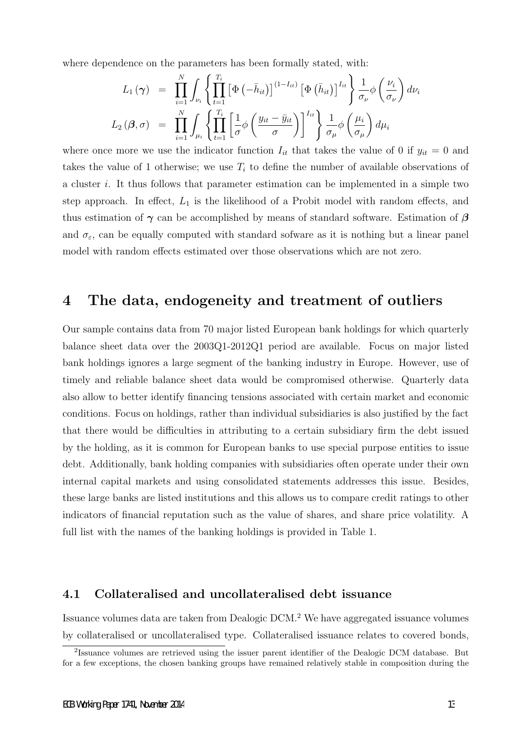where dependence on the parameters has been formally stated, with:

$$
\begin{aligned}
L_1(\boldsymbol{\gamma}) &= \prod_{i=1}^{N} \int_{\nu_i} \left\{ \prod_{t=1}^{T_i} \left[\Phi\left(-\bar{h}_{it}\right)\right]^{(1-I_{it})} \left[\Phi\left(\bar{h}_{it}\right)\right]^{I_{it}} \right\} \frac{1}{\sigma_\nu} \phi\left(\frac{\nu_i}{\sigma_\nu}\right) d\nu_i \\
L_2(\boldsymbol{\beta}, \sigma) &= \prod_{i=1}^{N} \int_{\mu_i} \left\{ \prod_{t=1}^{T_i} \left[\frac{1}{\sigma} \phi\left(\frac{y_{it} - \bar{y}_{it}}{\sigma}\right)\right]^{I_{it}} \right\} \frac{1}{\sigma_\mu} \phi\left(\frac{\mu_i}{\sigma_\mu}\right) d\mu_i
\end{aligned}
$$

where once more we use the indicator function $I_{it}$ that takes the value of 0 if $y_{it} = 0$ and takes the value of 1 otherwise; we use $T_i$ to define the number of available observations of a cluster $i$. It thus follows that parameter estimation can be implemented in a simple two step approach. In effect, $L_1$ is the likelihood of a Probit model with random effects, and thus estimation of $\boldsymbol{\gamma}$ can be accomplished by means of standard software. Estimation of $\boldsymbol{\beta}$ and $\sigma_\varepsilon$, can be equally computed with standard sofware as it is nothing but a linear panel model with random effects estimated over those observations which are not zero.

# 4 The data, endogeneity and treatment of outliers

Our sample contains data from 70 major listed European bank holdings for which quarterly balance sheet data over the 2003Q1-2012Q1 period are available. Focus on major listed bank holdings ignores a large segment of the banking industry in Europe. However, use of timely and reliable balance sheet data would be compromised otherwise. Quarterly data also allow to better identify financing tensions associated with certain market and economic conditions. Focus on holdings, rather than individual subsidiaries is also justified by the fact that there would be difficulties in attributing to a certain subsidiary firm the debt issued by the holding, as it is common for European banks to use special purpose entities to issue debt. Additionally, bank holding companies with subsidiaries often operate under their own internal capital markets and using consolidated statements addresses this issue. Besides, these large banks are listed institutions and this allows us to compare credit ratings to other indicators of financial reputation such as the value of shares, and share price volatility. A full list with the names of the banking holdings is provided in Table 1.

## 4.1 Collateralised and uncollateralised debt issuance

Issuance volumes data are taken from Dealogic DCM.[2] We have aggregated issuance volumes by collateralised or uncollateralised type. Collateralised issuance relates to covered bonds,

[2] Issuance volumes are retrieved using the issuer parent identifier of the Dealogic DCM database. But for a few exceptions, the chosen banking groups have remained relatively stable in composition during the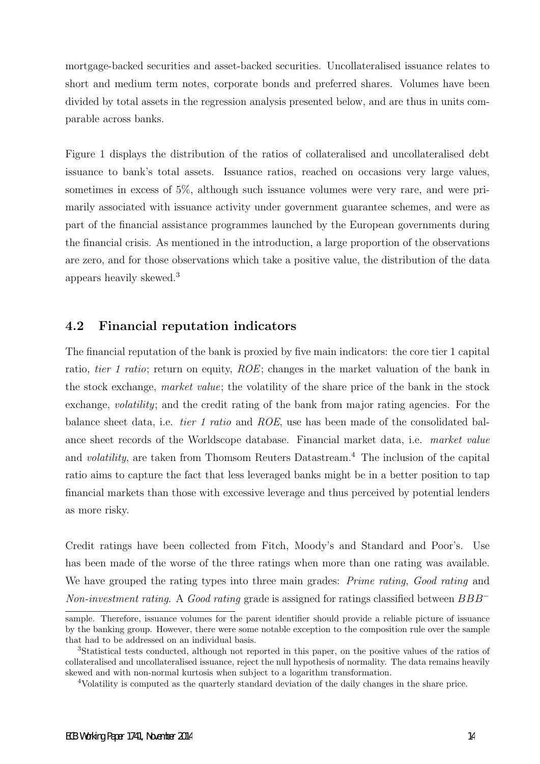mortgage-backed securities and asset-backed securities. Uncollateralised issuance relates to short and medium term notes, corporate bonds and preferred shares. Volumes have been divided by total assets in the regression analysis presented below, and are thus in units comparable across banks.

Figure 1 displays the distribution of the ratios of collateralised and uncollateralised debt issuance to bank's total assets. Issuance ratios, reached on occasions very large values, sometimes in excess of 5%, although such issuance volumes were very rare, and were primarily associated with issuance activity under government guarantee schemes, and were as part of the financial assistance programmes launched by the European governments during the financial crisis. As mentioned in the introduction, a large proportion of the observations are zero, and for those observations which take a positive value, the distribution of the data appears heavily skewed.[3]

## 4.2 Financial reputation indicators

The financial reputation of the bank is proxied by five main indicators: the core tier 1 capital ratio, *tier 1 ratio*; return on equity, *ROE*; changes in the market valuation of the bank in the stock exchange, *market value*; the volatility of the share price of the bank in the stock exchange, *volatility*; and the credit rating of the bank from major rating agencies. For the balance sheet data, i.e. *tier 1 ratio* and *ROE*, use has been made of the consolidated balance sheet records of the Worldscope database. Financial market data, i.e. *market value* and *volatility*, are taken from Thomsom Reuters Datastream.[4] The inclusion of the capital ratio aims to capture the fact that less leveraged banks might be in a better position to tap financial markets than those with excessive leverage and thus perceived by potential lenders as more risky.

Credit ratings have been collected from Fitch, Moody's and Standard and Poor's. Use has been made of the worse of the three ratings when more than one rating was available. We have grouped the rating types into three main grades: *Prime rating*, *Good rating* and *Non-investment rating*. A *Good rating* grade is assigned for ratings classified between $BBB^-$

sample. Therefore, issuance volumes for the parent identifier should provide a reliable picture of issuance by the banking group. However, there were some notable exception to the composition rule over the sample that had to be addressed on an individual basis.

[3] Statistical tests conducted, although not reported in this paper, on the positive values of the ratios of collateralised and uncollateralised issuance, reject the null hypothesis of normality. The data remains heavily skewed and with non-normal kurtosis when subject to a logarithm transformation.

[4] Volatility is computed as the quarterly standard deviation of the daily changes in the share price.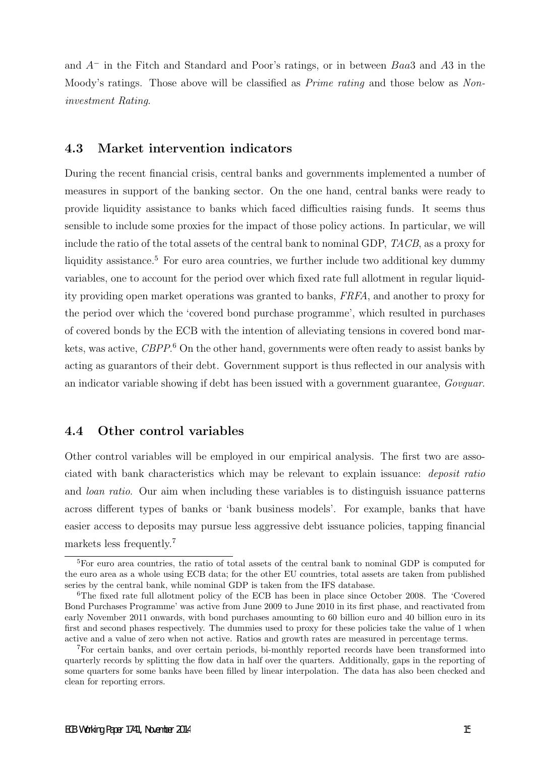and $A^-$ in the Fitch and Standard and Poor's ratings, or in between $Baa3$ and $A3$ in the Moody's ratings. Those above will be classified as *Prime rating* and those below as *Non-investment Rating*.

### 4.3 Market intervention indicators

During the recent financial crisis, central banks and governments implemented a number of measures in support of the banking sector. On the one hand, central banks were ready to provide liquidity assistance to banks which faced difficulties raising funds. It seems thus sensible to include some proxies for the impact of those policy actions. In particular, we will include the ratio of the total assets of the central bank to nominal GDP, *TACB*, as a proxy for liquidity assistance.[5] For euro area countries, we further include two additional key dummy variables, one to account for the period over which fixed rate full allotment in regular liquidity providing open market operations was granted to banks, *FRFA*, and another to proxy for the period over which the 'covered bond purchase programme', which resulted in purchases of covered bonds by the ECB with the intention of alleviating tensions in covered bond markets, was active, *CBPP*.[6] On the other hand, governments were often ready to assist banks by acting as guarantors of their debt. Government support is thus reflected in our analysis with an indicator variable showing if debt has been issued with a government guarantee, *Govguar*.

### 4.4 Other control variables

Other control variables will be employed in our empirical analysis. The first two are associated with bank characteristics which may be relevant to explain issuance: *deposit ratio* and *loan ratio*. Our aim when including these variables is to distinguish issuance patterns across different types of banks or 'bank business models'. For example, banks that have easier access to deposits may pursue less aggressive debt issuance policies, tapping financial markets less frequently.[7]

---

[5] For euro area countries, the ratio of total assets of the central bank to nominal GDP is computed for the euro area as a whole using ECB data; for the other EU countries, total assets are taken from published series by the central bank, while nominal GDP is taken from the IFS database.

[6] The fixed rate full allotment policy of the ECB has been in place since October 2008. The 'Covered Bond Purchases Programme' was active from June 2009 to June 2010 in its first phase, and reactivated from early November 2011 onwards, with bond purchases amounting to 60 billion euro and 40 billion euro in its first and second phases respectively. The dummies used to proxy for these policies take the value of 1 when active and a value of zero when not active. Ratios and growth rates are measured in percentage terms.

[7] For certain banks, and over certain periods, bi-monthly reported records have been transformed into quarterly records by splitting the flow data in half over the quarters. Additionally, gaps in the reporting of some quarters for some banks have been filled by linear interpolation. The data has also been checked and clean for reporting errors.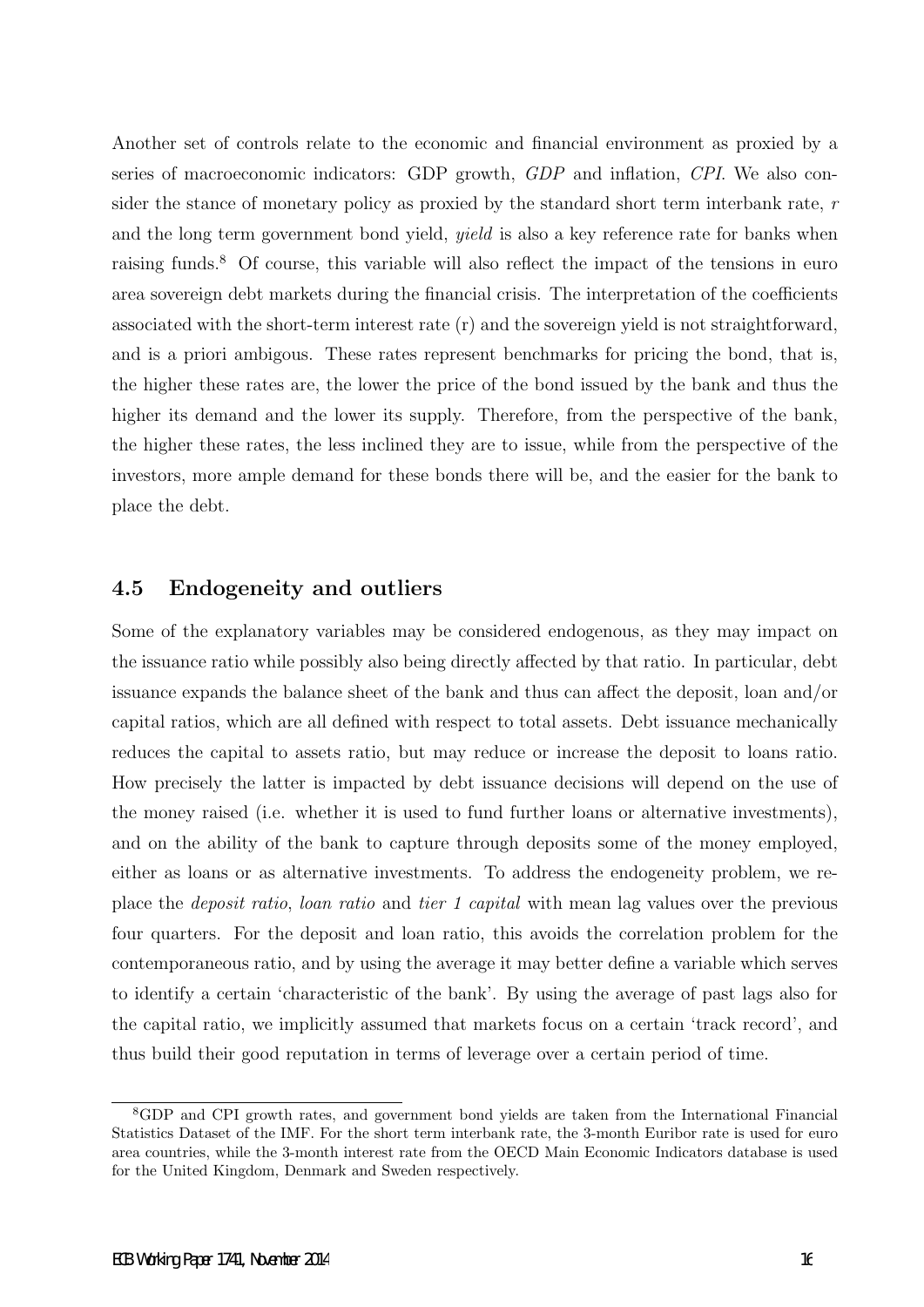Another set of controls relate to the economic and financial environment as proxied by a series of macroeconomic indicators: GDP growth, *GDP* and inflation, *CPI*. We also consider the stance of monetary policy as proxied by the standard short term interbank rate, $r$ and the long term government bond yield, *yield* is also a key reference rate for banks when raising funds.[8] Of course, this variable will also reflect the impact of the tensions in euro area sovereign debt markets during the financial crisis. The interpretation of the coefficients associated with the short-term interest rate (r) and the sovereign yield is not straightforward, and is a priori ambigous. These rates represent benchmarks for pricing the bond, that is, the higher these rates are, the lower the price of the bond issued by the bank and thus the higher its demand and the lower its supply. Therefore, from the perspective of the bank, the higher these rates, the less inclined they are to issue, while from the perspective of the investors, more ample demand for these bonds there will be, and the easier for the bank to place the debt.

## 4.5 Endogeneity and outliers

Some of the explanatory variables may be considered endogenous, as they may impact on the issuance ratio while possibly also being directly affected by that ratio. In particular, debt issuance expands the balance sheet of the bank and thus can affect the deposit, loan and/or capital ratios, which are all defined with respect to total assets. Debt issuance mechanically reduces the capital to assets ratio, but may reduce or increase the deposit to loans ratio. How precisely the latter is impacted by debt issuance decisions will depend on the use of the money raised (i.e. whether it is used to fund further loans or alternative investments), and on the ability of the bank to capture through deposits some of the money employed, either as loans or as alternative investments. To address the endogeneity problem, we replace the *deposit ratio*, *loan ratio* and *tier 1 capital* with mean lag values over the previous four quarters. For the deposit and loan ratio, this avoids the correlation problem for the contemporaneous ratio, and by using the average it may better define a variable which serves to identify a certain 'characteristic of the bank'. By using the average of past lags also for the capital ratio, we implicitly assumed that markets focus on a certain 'track record', and thus build their good reputation in terms of leverage over a certain period of time.

[8] GDP and CPI growth rates, and government bond yields are taken from the International Financial Statistics Dataset of the IMF. For the short term interbank rate, the 3-month Euribor rate is used for euro area countries, while the 3-month interest rate from the OECD Main Economic Indicators database is used for the United Kingdom, Denmark and Sweden respectively.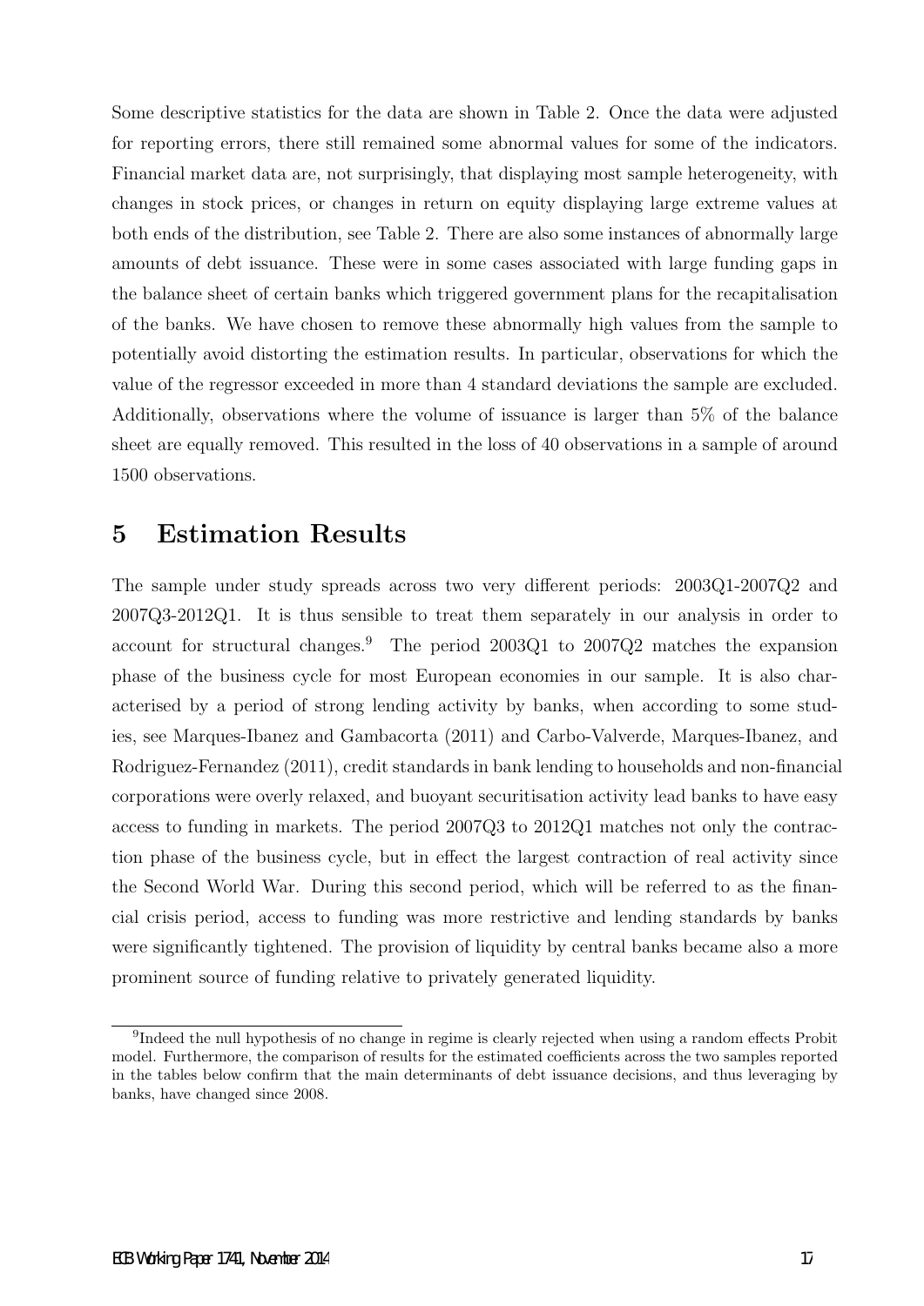Some descriptive statistics for the data are shown in Table 2. Once the data were adjusted for reporting errors, there still remained some abnormal values for some of the indicators. Financial market data are, not surprisingly, that displaying most sample heterogeneity, with changes in stock prices, or changes in return on equity displaying large extreme values at both ends of the distribution, see Table 2. There are also some instances of abnormally large amounts of debt issuance. These were in some cases associated with large funding gaps in the balance sheet of certain banks which triggered government plans for the recapitalisation of the banks. We have chosen to remove these abnormally high values from the sample to potentially avoid distorting the estimation results. In particular, observations for which the value of the regressor exceeded in more than 4 standard deviations the sample are excluded. Additionally, observations where the volume of issuance is larger than 5% of the balance sheet are equally removed. This resulted in the loss of 40 observations in a sample of around 1500 observations.

# 5 Estimation Results

The sample under study spreads across two very different periods: 2003Q1-2007Q2 and 2007Q3-2012Q1. It is thus sensible to treat them separately in our analysis in order to account for structural changes.[9] The period 2003Q1 to 2007Q2 matches the expansion phase of the business cycle for most European economies in our sample. It is also characterised by a period of strong lending activity by banks, when according to some studies, see Marques-Ibanez and Gambacorta (2011) and Carbo-Valverde, Marques-Ibanez, and Rodriguez-Fernandez (2011), credit standards in bank lending to households and non-financial corporations were overly relaxed, and buoyant securitisation activity lead banks to have easy access to funding in markets. The period 2007Q3 to 2012Q1 matches not only the contraction phase of the business cycle, but in effect the largest contraction of real activity since the Second World War. During this second period, which will be referred to as the financial crisis period, access to funding was more restrictive and lending standards by banks were significantly tightened. The provision of liquidity by central banks became also a more prominent source of funding relative to privately generated liquidity.

[9] Indeed the null hypothesis of no change in regime is clearly rejected when using a random effects Probit model. Furthermore, the comparison of results for the estimated coefficients across the two samples reported in the tables below confirm that the main determinants of debt issuance decisions, and thus leveraging by banks, have changed since 2008.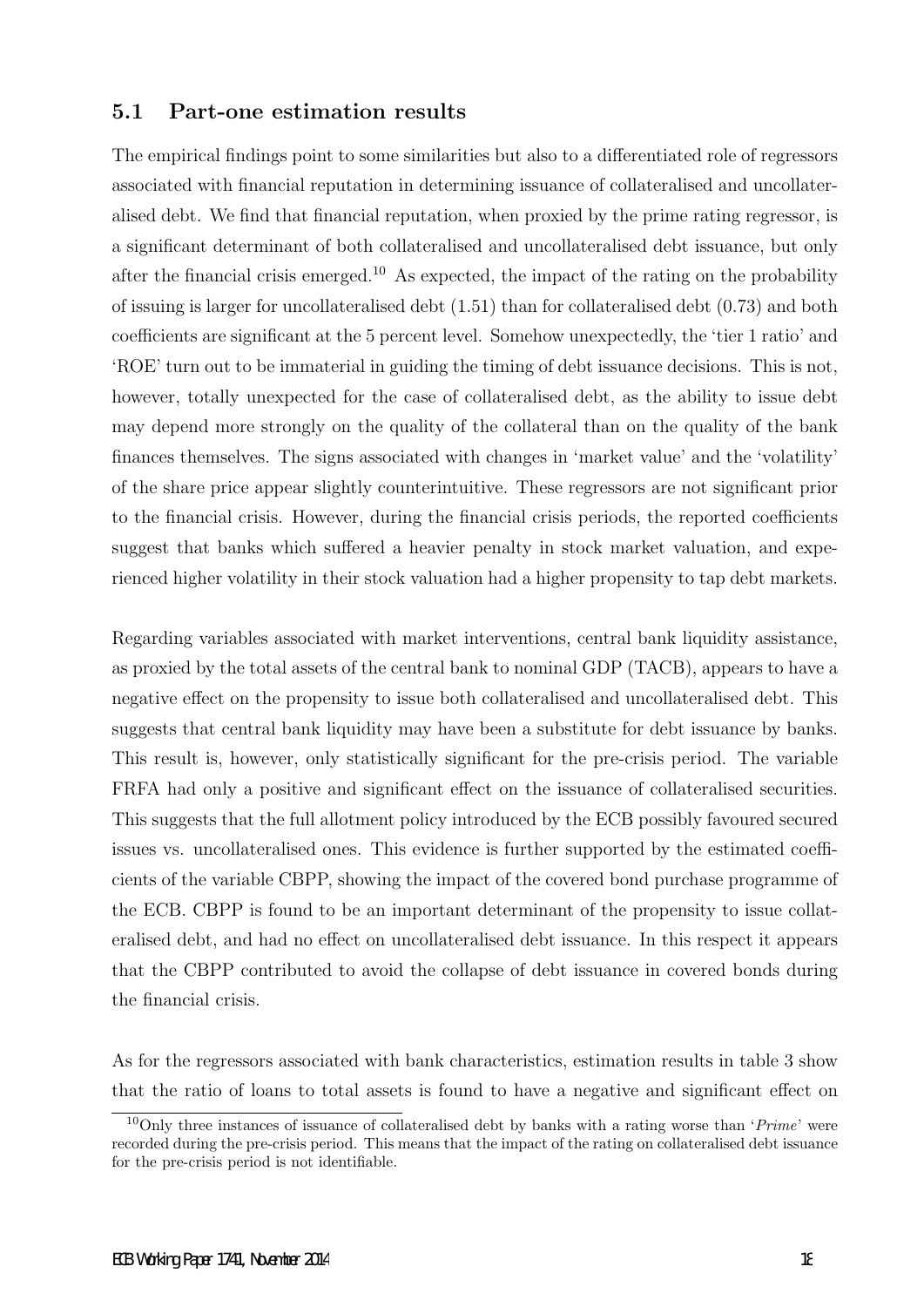### 5.1 Part-one estimation results

The empirical findings point to some similarities but also to a differentiated role of regressors associated with financial reputation in determining issuance of collateralised and uncollateralised debt. We find that financial reputation, when proxied by the prime rating regressor, is a significant determinant of both collateralised and uncollateralised debt issuance, but only after the financial crisis emerged.[10] As expected, the impact of the rating on the probability of issuing is larger for uncollateralised debt (1.51) than for collateralised debt (0.73) and both coefficients are significant at the 5 percent level. Somehow unexpectedly, the 'tier 1 ratio' and 'ROE' turn out to be immaterial in guiding the timing of debt issuance decisions. This is not, however, totally unexpected for the case of collateralised debt, as the ability to issue debt may depend more strongly on the quality of the collateral than on the quality of the bank finances themselves. The signs associated with changes in 'market value' and the 'volatility' of the share price appear slightly counterintuitive. These regressors are not significant prior to the financial crisis. However, during the financial crisis periods, the reported coefficients suggest that banks which suffered a heavier penalty in stock market valuation, and experienced higher volatility in their stock valuation had a higher propensity to tap debt markets.

Regarding variables associated with market interventions, central bank liquidity assistance, as proxied by the total assets of the central bank to nominal GDP (TACB), appears to have a negative effect on the propensity to issue both collateralised and uncollateralised debt. This suggests that central bank liquidity may have been a substitute for debt issuance by banks. This result is, however, only statistically significant for the pre-crisis period. The variable FRFA had only a positive and significant effect on the issuance of collateralised securities. This suggests that the full allotment policy introduced by the ECB possibly favoured secured issues vs. uncollateralised ones. This evidence is further supported by the estimated coefficients of the variable CBPP, showing the impact of the covered bond purchase programme of the ECB. CBPP is found to be an important determinant of the propensity to issue collateralised debt, and had no effect on uncollateralised debt issuance. In this respect it appears that the CBPP contributed to avoid the collapse of debt issuance in covered bonds during the financial crisis.

As for the regressors associated with bank characteristics, estimation results in table 3 show that the ratio of loans to total assets is found to have a negative and significant effect on

[10] Only three instances of issuance of collateralised debt by banks with a rating worse than '*Prime*' were recorded during the pre-crisis period. This means that the impact of the rating on collateralised debt issuance for the pre-crisis period is not identifiable.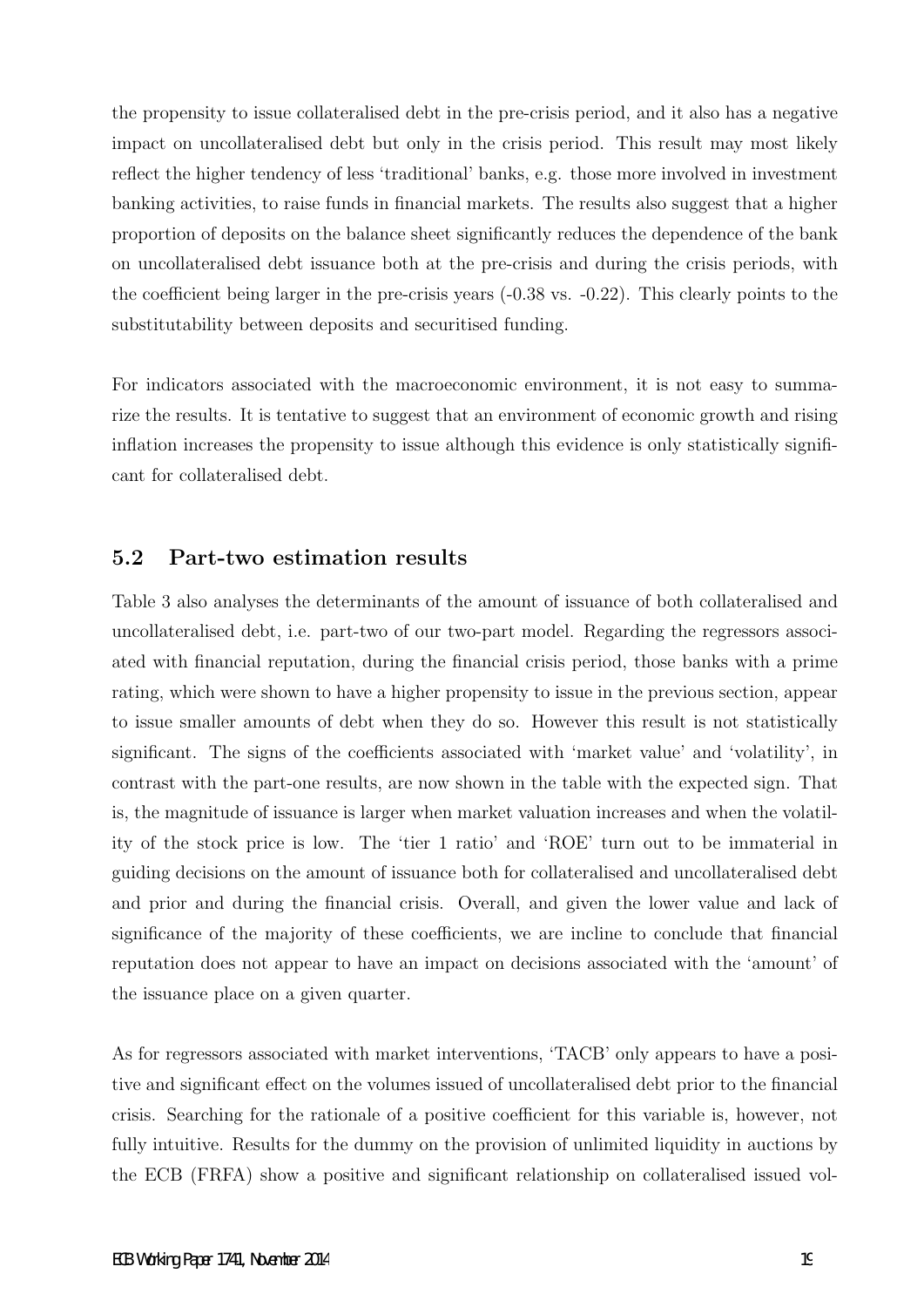the propensity to issue collateralised debt in the pre-crisis period, and it also has a negative impact on uncollateralised debt but only in the crisis period. This result may most likely reflect the higher tendency of less 'traditional' banks, e.g. those more involved in investment banking activities, to raise funds in financial markets. The results also suggest that a higher proportion of deposits on the balance sheet significantly reduces the dependence of the bank on uncollateralised debt issuance both at the pre-crisis and during the crisis periods, with the coefficient being larger in the pre-crisis years (-0.38 vs. -0.22). This clearly points to the substitutability between deposits and securitised funding.

For indicators associated with the macroeconomic environment, it is not easy to summarize the results. It is tentative to suggest that an environment of economic growth and rising inflation increases the propensity to issue although this evidence is only statistically significant for collateralised debt.

## 5.2 Part-two estimation results

Table 3 also analyses the determinants of the amount of issuance of both collateralised and uncollateralised debt, i.e. part-two of our two-part model. Regarding the regressors associated with financial reputation, during the financial crisis period, those banks with a prime rating, which were shown to have a higher propensity to issue in the previous section, appear to issue smaller amounts of debt when they do so. However this result is not statistically significant. The signs of the coefficients associated with 'market value' and 'volatility', in contrast with the part-one results, are now shown in the table with the expected sign. That is, the magnitude of issuance is larger when market valuation increases and when the volatility of the stock price is low. The 'tier 1 ratio' and 'ROE' turn out to be immaterial in guiding decisions on the amount of issuance both for collateralised and uncollateralised debt and prior and during the financial crisis. Overall, and given the lower value and lack of significance of the majority of these coefficients, we are incline to conclude that financial reputation does not appear to have an impact on decisions associated with the 'amount' of the issuance place on a given quarter.

As for regressors associated with market interventions, 'TACB' only appears to have a positive and significant effect on the volumes issued of uncollateralised debt prior to the financial crisis. Searching for the rationale of a positive coefficient for this variable is, however, not fully intuitive. Results for the dummy on the provision of unlimited liquidity in auctions by the ECB (FRFA) show a positive and significant relationship on collateralised issued vol-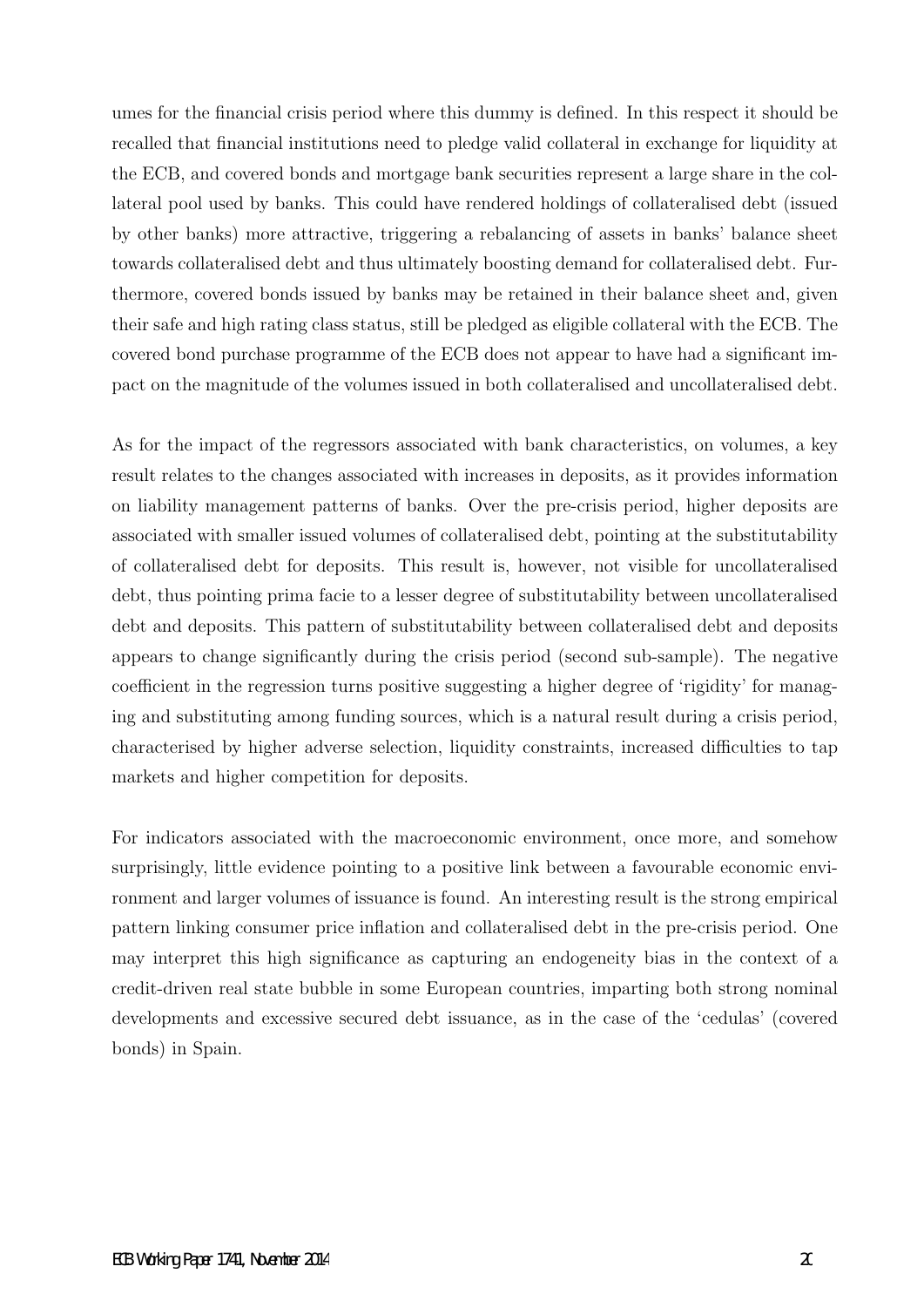umes for the financial crisis period where this dummy is defined. In this respect it should be recalled that financial institutions need to pledge valid collateral in exchange for liquidity at the ECB, and covered bonds and mortgage bank securities represent a large share in the collateral pool used by banks. This could have rendered holdings of collateralised debt (issued by other banks) more attractive, triggering a rebalancing of assets in banks' balance sheet towards collateralised debt and thus ultimately boosting demand for collateralised debt. Furthermore, covered bonds issued by banks may be retained in their balance sheet and, given their safe and high rating class status, still be pledged as eligible collateral with the ECB. The covered bond purchase programme of the ECB does not appear to have had a significant impact on the magnitude of the volumes issued in both collateralised and uncollateralised debt.

As for the impact of the regressors associated with bank characteristics, on volumes, a key result relates to the changes associated with increases in deposits, as it provides information on liability management patterns of banks. Over the pre-crisis period, higher deposits are associated with smaller issued volumes of collateralised debt, pointing at the substitutability of collateralised debt for deposits. This result is, however, not visible for uncollateralised debt, thus pointing prima facie to a lesser degree of substitutability between uncollateralised debt and deposits. This pattern of substitutability between collateralised debt and deposits appears to change significantly during the crisis period (second sub-sample). The negative coefficient in the regression turns positive suggesting a higher degree of 'rigidity' for managing and substituting among funding sources, which is a natural result during a crisis period, characterised by higher adverse selection, liquidity constraints, increased difficulties to tap markets and higher competition for deposits.

For indicators associated with the macroeconomic environment, once more, and somehow surprisingly, little evidence pointing to a positive link between a favourable economic environment and larger volumes of issuance is found. An interesting result is the strong empirical pattern linking consumer price inflation and collateralised debt in the pre-crisis period. One may interpret this high significance as capturing an endogeneity bias in the context of a credit-driven real state bubble in some European countries, imparting both strong nominal developments and excessive secured debt issuance, as in the case of the 'cedulas' (covered bonds) in Spain.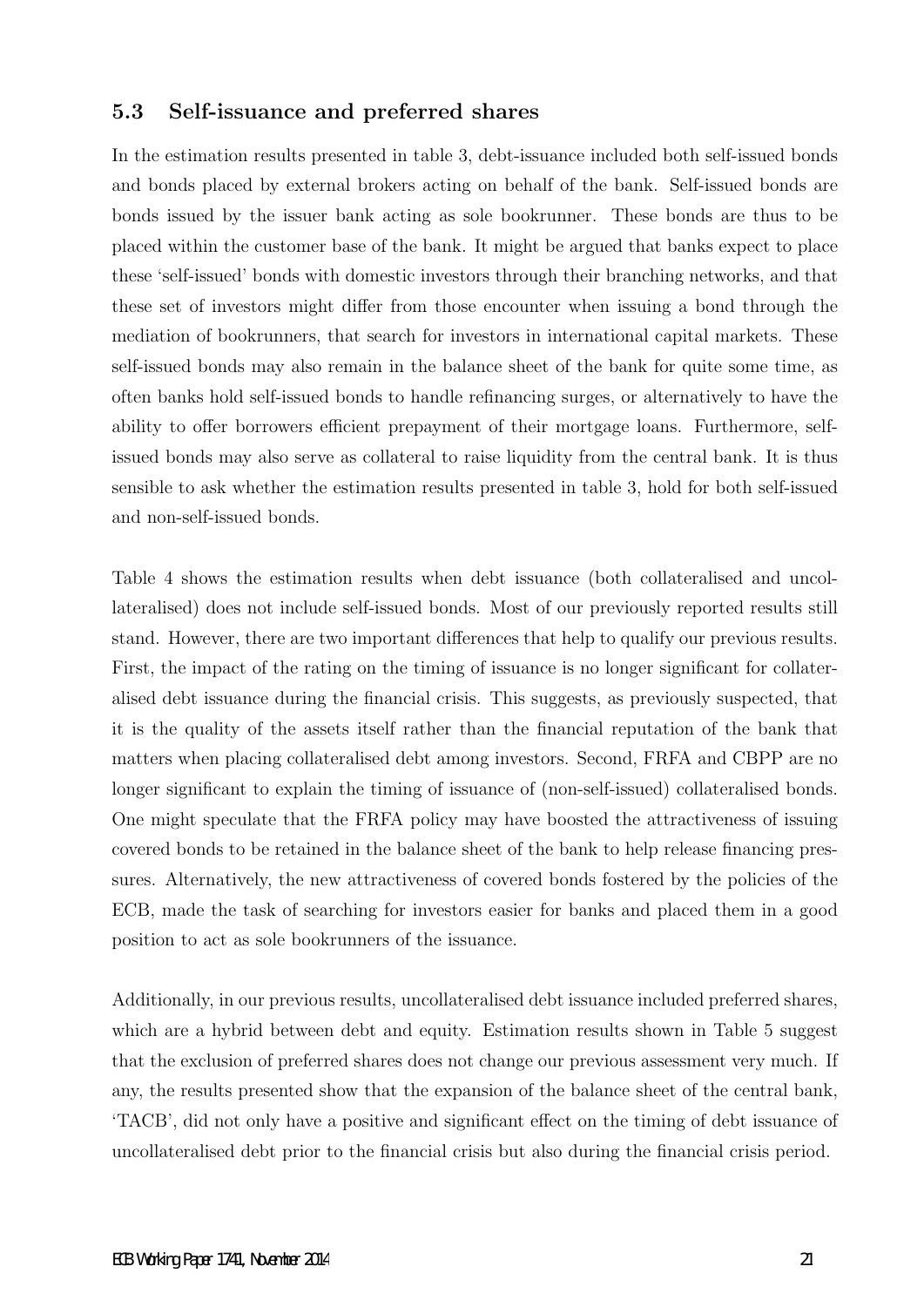### 5.3 Self-issuance and preferred shares

In the estimation results presented in table 3, debt-issuance included both self-issued bonds and bonds placed by external brokers acting on behalf of the bank. Self-issued bonds are bonds issued by the issuer bank acting as sole bookrunner. These bonds are thus to be placed within the customer base of the bank. It might be argued that banks expect to place these 'self-issued' bonds with domestic investors through their branching networks, and that these set of investors might differ from those encounter when issuing a bond through the mediation of bookrunners, that search for investors in international capital markets. These self-issued bonds may also remain in the balance sheet of the bank for quite some time, as often banks hold self-issued bonds to handle refinancing surges, or alternatively to have the ability to offer borrowers efficient prepayment of their mortgage loans. Furthermore, self-issued bonds may also serve as collateral to raise liquidity from the central bank. It is thus sensible to ask whether the estimation results presented in table 3, hold for both self-issued and non-self-issued bonds.

Table 4 shows the estimation results when debt issuance (both collateralised and uncollateralised) does not include self-issued bonds. Most of our previously reported results still stand. However, there are two important differences that help to qualify our previous results. First, the impact of the rating on the timing of issuance is no longer significant for collateralised debt issuance during the financial crisis. This suggests, as previously suspected, that it is the quality of the assets itself rather than the financial reputation of the bank that matters when placing collateralised debt among investors. Second, FRFA and CBPP are no longer significant to explain the timing of issuance of (non-self-issued) collateralised bonds. One might speculate that the FRFA policy may have boosted the attractiveness of issuing covered bonds to be retained in the balance sheet of the bank to help release financing pressures. Alternatively, the new attractiveness of covered bonds fostered by the policies of the ECB, made the task of searching for investors easier for banks and placed them in a good position to act as sole bookrunners of the issuance.

Additionally, in our previous results, uncollateralised debt issuance included preferred shares, which are a hybrid between debt and equity. Estimation results shown in Table 5 suggest that the exclusion of preferred shares does not change our previous assessment very much. If any, the results presented show that the expansion of the balance sheet of the central bank, 'TACB', did not only have a positive and significant effect on the timing of debt issuance of uncollateralised debt prior to the financial crisis but also during the financial crisis period.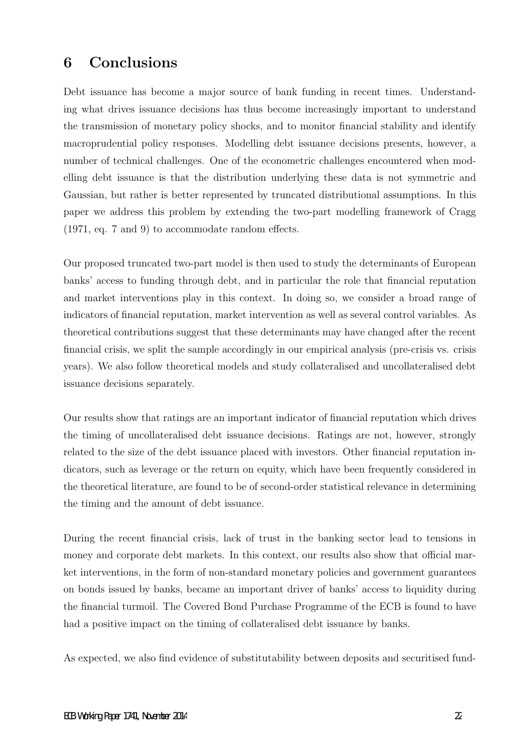## 6 Conclusions

Debt issuance has become a major source of bank funding in recent times. Understanding what drives issuance decisions has thus become increasingly important to understand the transmission of monetary policy shocks, and to monitor financial stability and identify macroprudential policy responses. Modelling debt issuance decisions presents, however, a number of technical challenges. One of the econometric challenges encountered when modelling debt issuance is that the distribution underlying these data is not symmetric and Gaussian, but rather is better represented by truncated distributional assumptions. In this paper we address this problem by extending the two-part modelling framework of Cragg (1971, eq. 7 and 9) to accommodate random effects.

Our proposed truncated two-part model is then used to study the determinants of European banks' access to funding through debt, and in particular the role that financial reputation and market interventions play in this context. In doing so, we consider a broad range of indicators of financial reputation, market intervention as well as several control variables. As theoretical contributions suggest that these determinants may have changed after the recent financial crisis, we split the sample accordingly in our empirical analysis (pre-crisis vs. crisis years). We also follow theoretical models and study collateralised and uncollateralised debt issuance decisions separately.

Our results show that ratings are an important indicator of financial reputation which drives the timing of uncollateralised debt issuance decisions. Ratings are not, however, strongly related to the size of the debt issuance placed with investors. Other financial reputation indicators, such as leverage or the return on equity, which have been frequently considered in the theoretical literature, are found to be of second-order statistical relevance in determining the timing and the amount of debt issuance.

During the recent financial crisis, lack of trust in the banking sector lead to tensions in money and corporate debt markets. In this context, our results also show that official market interventions, in the form of non-standard monetary policies and government guarantees on bonds issued by banks, became an important driver of banks' access to liquidity during the financial turmoil. The Covered Bond Purchase Programme of the ECB is found to have had a positive impact on the timing of collateralised debt issuance by banks.

As expected, we also find evidence of substitutability between deposits and securitised fund-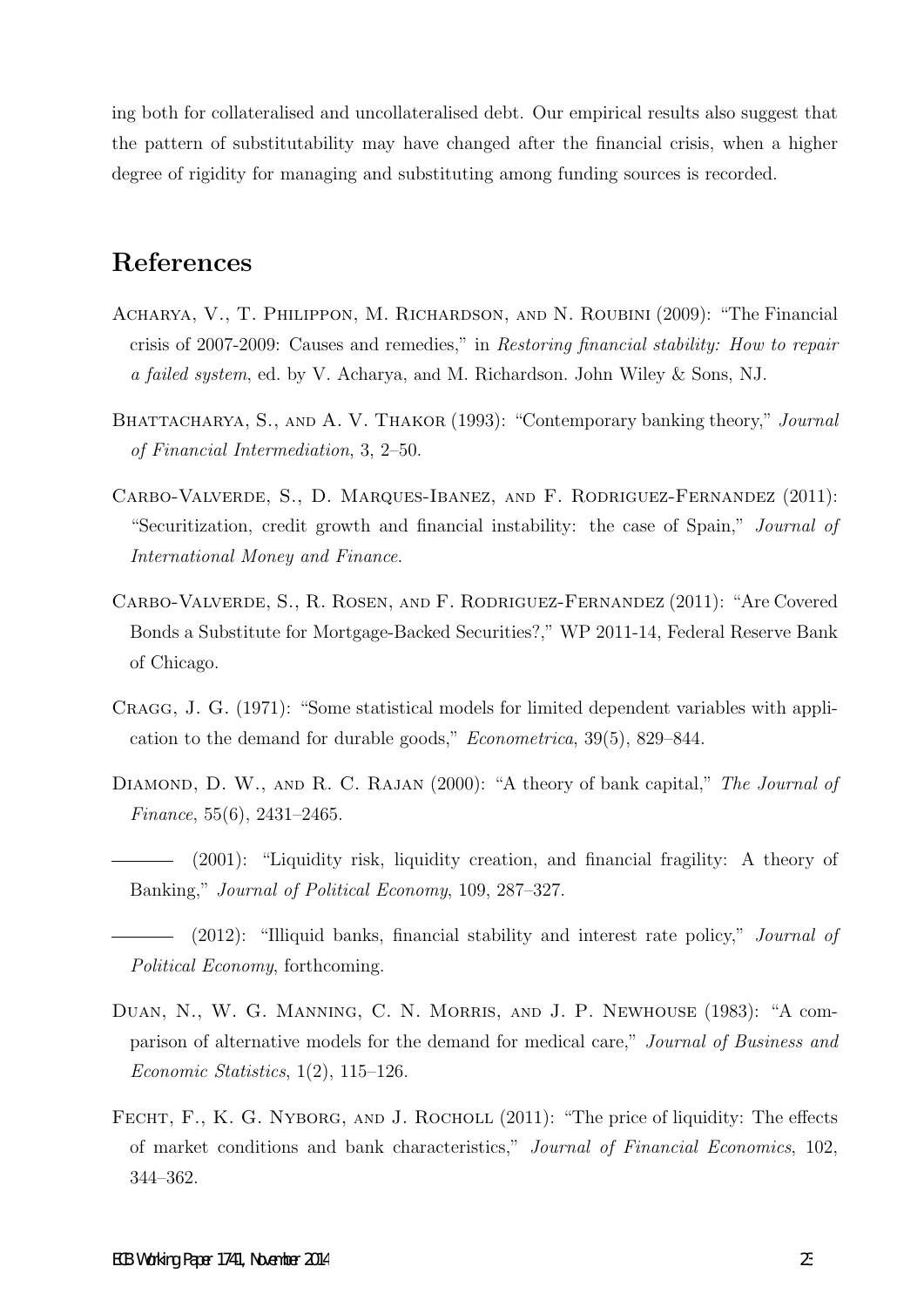ing both for collateralised and uncollateralised debt. Our empirical results also suggest that the pattern of substitutability may have changed after the financial crisis, when a higher degree of rigidity for managing and substituting among funding sources is recorded.

## References

Acharya, V., T. Philippon, M. Richardson, and N. Roubini (2009): "The Financial crisis of 2007-2009: Causes and remedies," in *Restoring financial stability: How to repair a failed system*, ed. by V. Acharya, and M. Richardson. John Wiley & Sons, NJ.

Bhattacharya, S., and A. V. Thakor (1993): "Contemporary banking theory," *Journal of Financial Intermediation*, 3, 2–50.

Carbo-Valverde, S., D. Marques-Ibanez, and F. Rodriguez-Fernandez (2011): "Securitization, credit growth and financial instability: the case of Spain," *Journal of International Money and Finance*.

Carbo-Valverde, S., R. Rosen, and F. Rodriguez-Fernandez (2011): "Are Covered Bonds a Substitute for Mortgage-Backed Securities?," WP 2011-14, Federal Reserve Bank of Chicago.

Cragg, J. G. (1971): "Some statistical models for limited dependent variables with application to the demand for durable goods," *Econometrica*, 39(5), 829–844.

Diamond, D. W., and R. C. Rajan (2000): "A theory of bank capital," *The Journal of Finance*, 55(6), 2431–2465.

——— (2001): "Liquidity risk, liquidity creation, and financial fragility: A theory of Banking," *Journal of Political Economy*, 109, 287–327.

——— (2012): "Illiquid banks, financial stability and interest rate policy," *Journal of Political Economy*, forthcoming.

Duan, N., W. G. Manning, C. N. Morris, and J. P. Newhouse (1983): "A comparison of alternative models for the demand for medical care," *Journal of Business and Economic Statistics*, 1(2), 115–126.

Fecht, F., K. G. Nyborg, and J. Rocholl (2011): "The price of liquidity: The effects of market conditions and bank characteristics," *Journal of Financial Economics*, 102, 344–362.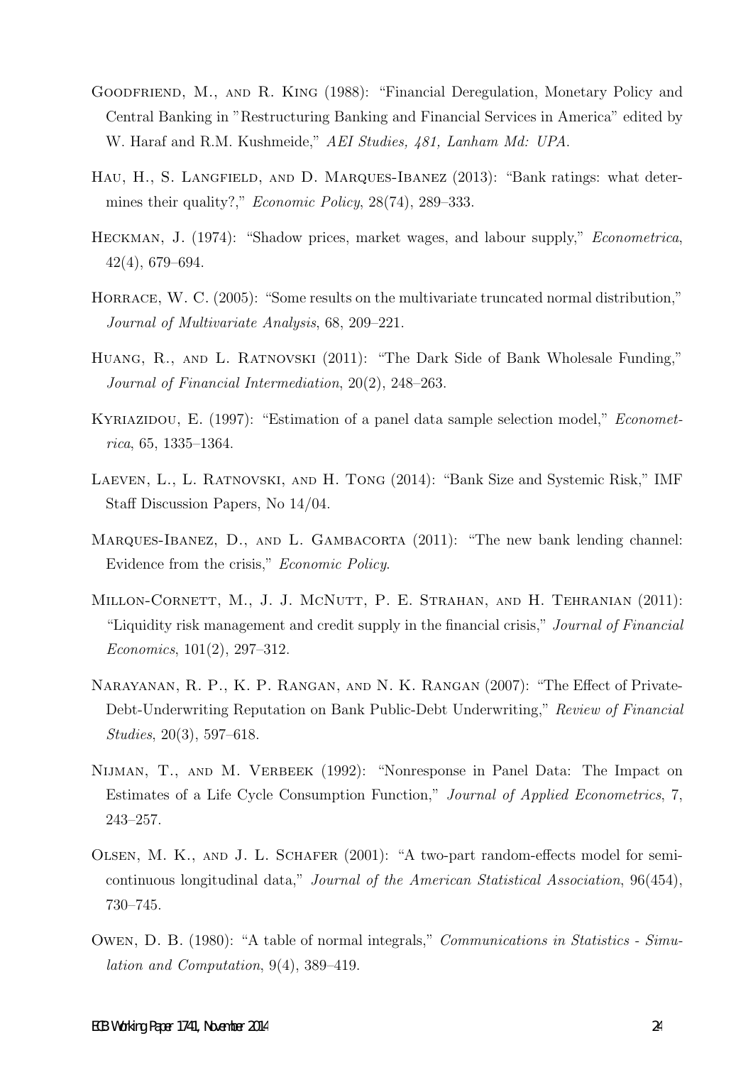Goodfriend, M., and R. King (1988): "Financial Deregulation, Monetary Policy and Central Banking in "Restructuring Banking and Financial Services in America" edited by W. Haraf and R.M. Kushmeide," *AEI Studies, 481, Lanham Md: UPA*.

Hau, H., S. Langfield, and D. Marques-Ibanez (2013): "Bank ratings: what determines their quality?," *Economic Policy*, 28(74), 289–333.

Heckman, J. (1974): "Shadow prices, market wages, and labour supply," *Econometrica*, 42(4), 679–694.

Horrace, W. C. (2005): "Some results on the multivariate truncated normal distribution," *Journal of Multivariate Analysis*, 68, 209–221.

Huang, R., and L. Ratnovski (2011): "The Dark Side of Bank Wholesale Funding," *Journal of Financial Intermediation*, 20(2), 248–263.

Kyriazidou, E. (1997): "Estimation of a panel data sample selection model," *Econometrica*, 65, 1335–1364.

Laeven, L., L. Ratnovski, and H. Tong (2014): "Bank Size and Systemic Risk," IMF Staff Discussion Papers, No 14/04.

Marques-Ibanez, D., and L. Gambacorta (2011): "The new bank lending channel: Evidence from the crisis," *Economic Policy*.

Millon-Cornett, M., J. J. McNutt, P. E. Strahan, and H. Tehranian (2011): "Liquidity risk management and credit supply in the financial crisis," *Journal of Financial Economics*, 101(2), 297–312.

Narayanan, R. P., K. P. Rangan, and N. K. Rangan (2007): "The Effect of Private-Debt-Underwriting Reputation on Bank Public-Debt Underwriting," *Review of Financial Studies*, 20(3), 597–618.

Nijman, T., and M. Verbeek (1992): "Nonresponse in Panel Data: The Impact on Estimates of a Life Cycle Consumption Function," *Journal of Applied Econometrics*, 7, 243–257.

Olsen, M. K., and J. L. Schafer (2001): "A two-part random-effects model for semicontinuous longitudinal data," *Journal of the American Statistical Association*, 96(454), 730–745.

Owen, D. B. (1980): "A table of normal integrals," *Communications in Statistics - Simulation and Computation*, 9(4), 389–419.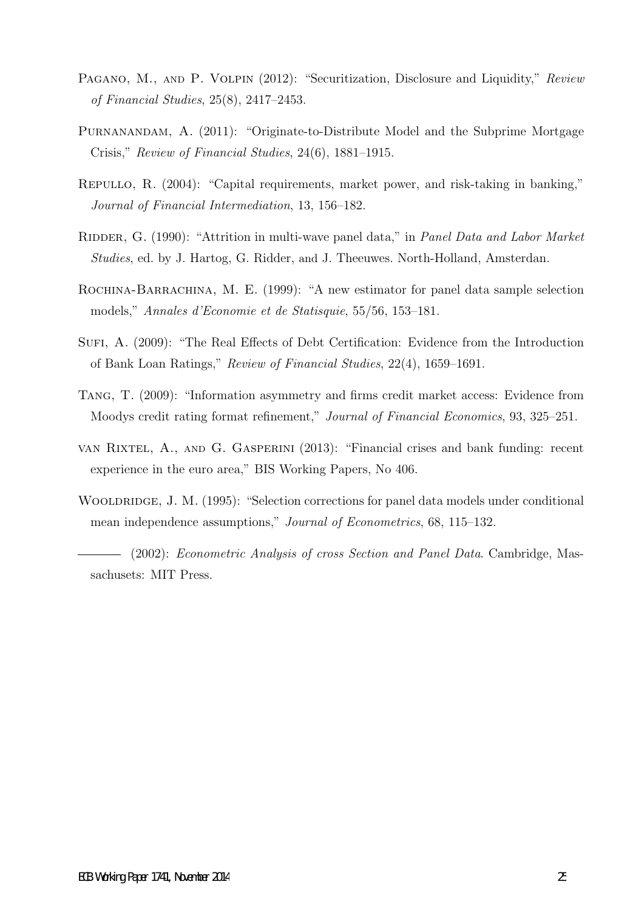Pagano, M., and P. Volpin (2012): "Securitization, Disclosure and Liquidity," *Review of Financial Studies*, 25(8), 2417–2453.

Purnanandam, A. (2011): "Originate-to-Distribute Model and the Subprime Mortgage Crisis," *Review of Financial Studies*, 24(6), 1881–1915.

Repullo, R. (2004): "Capital requirements, market power, and risk-taking in banking," *Journal of Financial Intermediation*, 13, 156–182.

Ridder, G. (1990): "Attrition in multi-wave panel data," in *Panel Data and Labor Market Studies*, ed. by J. Hartog, G. Ridder, and J. Theeuwes. North-Holland, Amsterdan.

Rochina-Barrachina, M. E. (1999): "A new estimator for panel data sample selection models," *Annales d'Economie et de Statisquie*, 55/56, 153–181.

Sufi, A. (2009): "The Real Effects of Debt Certification: Evidence from the Introduction of Bank Loan Ratings," *Review of Financial Studies*, 22(4), 1659–1691.

Tang, T. (2009): "Information asymmetry and firms credit market access: Evidence from Moodys credit rating format refinement," *Journal of Financial Economics*, 93, 325–251.

van Rixtel, A., and G. Gasperini (2013): "Financial crises and bank funding: recent experience in the euro area," BIS Working Papers, No 406.

Wooldridge, J. M. (1995): "Selection corrections for panel data models under conditional mean independence assumptions," *Journal of Econometrics*, 68, 115–132.

——— (2002): *Econometric Analysis of cross Section and Panel Data*. Cambridge, Massachusets: MIT Press.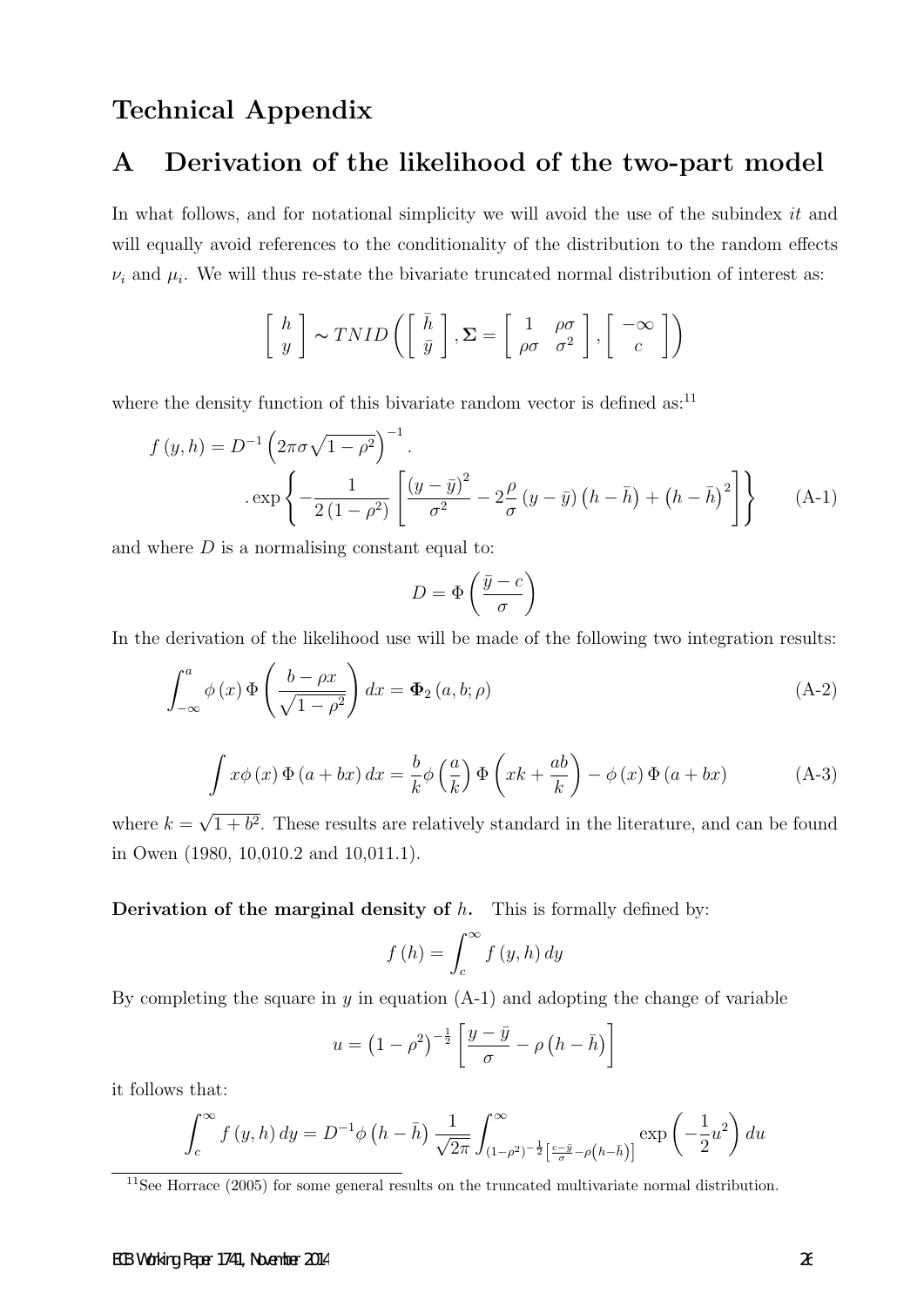# Technical Appendix

## A Derivation of the likelihood of the two-part model

In what follows, and for notational simplicity we will avoid the use of the subindex *it* and will equally avoid references to the conditionality of the distribution to the random effects $\nu_i$ and $\mu_i$. We will thus re-state the bivariate truncated normal distribution of interest as:

$$\left[ \begin{array}{c} h \\ y \end{array} \right] \sim TNID \left( \left[ \begin{array}{c} \bar{h} \\ \bar{y} \end{array} \right], \mathbf{\Sigma} = \left[ \begin{array}{cc} 1 & \rho\sigma \\ \rho\sigma & \sigma^2 \end{array} \right], \left[ \begin{array}{c} -\infty \\ c \end{array} \right] \right)$$

where the density function of this bivariate random vector is defined as:[11]

$$f(y, h) = D^{-1} \left( 2\pi\sigma\sqrt{1-\rho^2} \right)^{-1} . \\ . \exp \left\{ -\frac{1}{2(1-\rho^2)} \left[ \frac{(y-\bar{y})^2}{\sigma^2} - 2\frac{\rho}{\sigma}(y-\bar{y})(h-\bar{h}) + (h-\bar{h})^2 \right] \right\} \tag{A-1}$$

and where $D$ is a normalising constant equal to:

$$D = \Phi \left( \frac{\bar{y} - c}{\sigma} \right)$$

In the derivation of the likelihood use will be made of the following two integration results:

$$\int_{-\infty}^{a} \phi(x) \Phi \left( \frac{b - \rho x}{\sqrt{1-\rho^2}} \right) dx = \mathbf{\Phi}_2 (a, b; \rho) \tag{A-2}$$

$$\int x\phi(x) \Phi(a + bx) \, dx = \frac{b}{k} \phi \left( \frac{a}{k} \right) \Phi \left( xk + \frac{ab}{k} \right) - \phi(x) \Phi(a + bx) \tag{A-3}$$

where $k = \sqrt{1+b^2}$. These results are relatively standard in the literature, and can be found in Owen (1980, 10,010.2 and 10,011.1).

**Derivation of the marginal density of $h$.** This is formally defined by:

$$f(h) = \int_{c}^{\infty} f(y, h) \, dy$$

By completing the square in $y$ in equation (A-1) and adopting the change of variable

$$u = (1-\rho^2)^{-\frac{1}{2}} \left[ \frac{y - \bar{y}}{\sigma} - \rho(h - \bar{h}) \right]$$

it follows that:

$$\int_{c}^{\infty} f(y, h) \, dy = D^{-1} \phi(h - \bar{h}) \frac{1}{\sqrt{2\pi}} \int_{(1-\rho^2)^{-\frac{1}{2}} \left[ \frac{c-\bar{y}}{\sigma} - \rho(h-\bar{h}) \right]}^{\infty} \exp \left( -\frac{1}{2} u^2 \right) du$$

[11] See Horrace (2005) for some general results on the truncated multivariate normal distribution.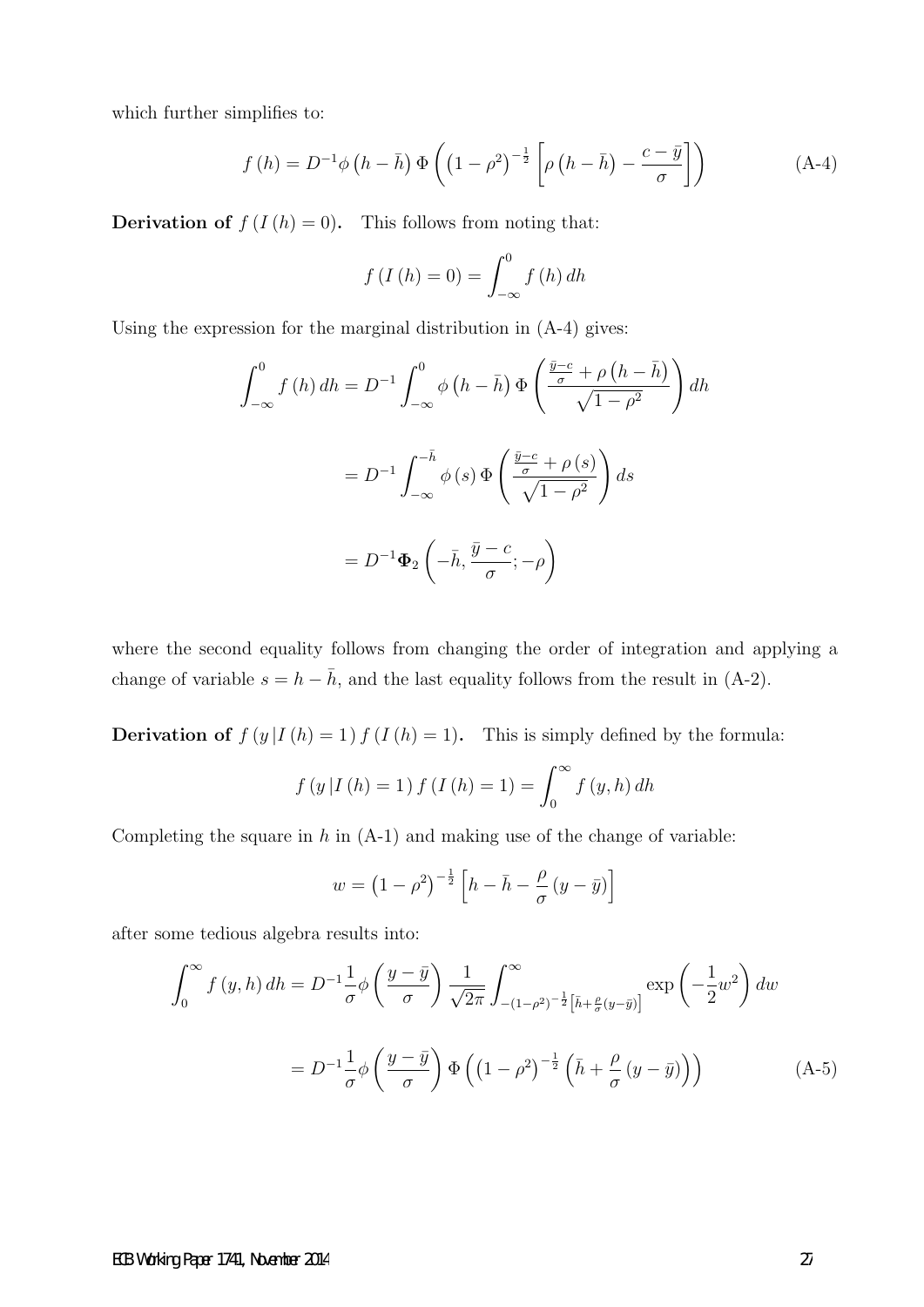which further simplifies to:

$$f(h) = D^{-1}\phi\left(h-\bar{h}\right)\Phi\left(\left(1-\rho^2\right)^{-\frac{1}{2}}\left[\rho\left(h-\bar{h}\right)-\frac{c-\bar{y}}{\sigma}\right]\right) \tag{A-4}$$

**Derivation of $f(I(h)=0)$.** This follows from noting that:

$$f(I(h)=0) = \int_{-\infty}^{0} f(h)\,dh$$

Using the expression for the marginal distribution in (A-4) gives:

$$\int_{-\infty}^{0} f(h)\,dh = D^{-1}\int_{-\infty}^{0}\phi\left(h-\bar{h}\right)\Phi\left(\frac{\frac{\bar{y}-c}{\sigma}+\rho\left(h-\bar{h}\right)}{\sqrt{1-\rho^2}}\right)dh$$

$$= D^{-1}\int_{-\infty}^{-\bar{h}}\phi(s)\,\Phi\left(\frac{\frac{\bar{y}-c}{\sigma}+\rho(s)}{\sqrt{1-\rho^2}}\right)ds$$

$$= D^{-1}\mathbf{\Phi}_2\left(-\bar{h},\frac{\bar{y}-c}{\sigma};-\rho\right)$$

where the second equality follows from changing the order of integration and applying a change of variable $s=h-\bar{h}$, and the last equality follows from the result in (A-2).

**Derivation of $f(y\,|I(h)=1)\,f(I(h)=1)$.** This is simply defined by the formula:

$$f(y\,|I(h)=1)\,f(I(h)=1) = \int_{0}^{\infty} f(y,h)\,dh$$

Completing the square in $h$ in (A-1) and making use of the change of variable:

$$w = \left(1-\rho^2\right)^{-\frac{1}{2}}\left[h-\bar{h}-\frac{\rho}{\sigma}(y-\bar{y})\right]$$

after some tedious algebra results into:

$$\int_{0}^{\infty} f(y,h)\,dh = D^{-1}\frac{1}{\sigma}\phi\left(\frac{y-\bar{y}}{\sigma}\right)\frac{1}{\sqrt{2\pi}}\int_{-\left(1-\rho^2\right)^{-\frac{1}{2}}\left[\bar{h}+\frac{\rho}{\sigma}(y-\bar{y})\right]}^{\infty}\exp\left(-\frac{1}{2}w^2\right)dw$$

$$= D^{-1}\frac{1}{\sigma}\phi\left(\frac{y-\bar{y}}{\sigma}\right)\Phi\left(\left(1-\rho^2\right)^{-\frac{1}{2}}\left(\bar{h}+\frac{\rho}{\sigma}(y-\bar{y})\right)\right) \tag{A-5}$$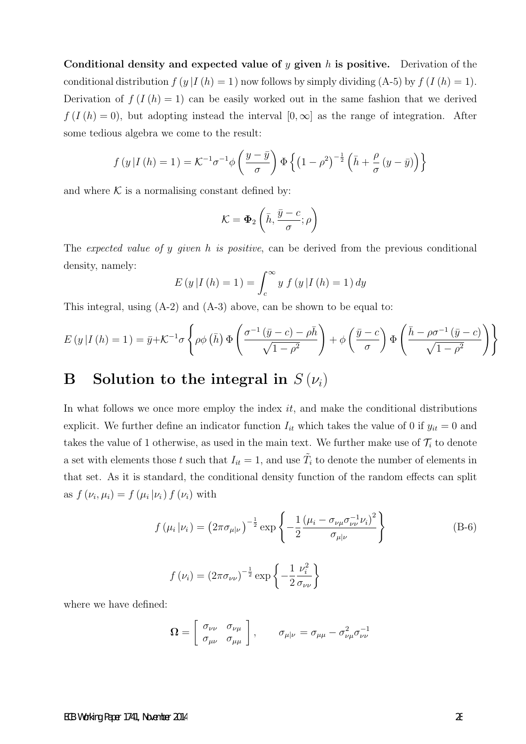**Conditional density and expected value of $y$ given $h$ is positive.** Derivation of the conditional distribution $f(y|I(h)=1)$ now follows by simply dividing (A-5) by $f(I(h)=1)$. Derivation of $f(I(h)=1)$ can be easily worked out in the same fashion that we derived $f(I(h)=0)$, but adopting instead the interval $[0,\infty]$ as the range of integration. After some tedious algebra we come to the result:

$$f(y|I(h)=1) = \mathcal{K}^{-1}\sigma^{-1}\phi\left(\frac{y-\bar{y}}{\sigma}\right)\Phi\left\{\left(1-\rho^2\right)^{-\frac{1}{2}}\left(\bar{h}+\frac{\rho}{\sigma}(y-\bar{y})\right)\right\}$$

and where $\mathcal{K}$ is a normalising constant defined by:

$$\mathcal{K} = \mathbf{\Phi}_2\left(\bar{h}, \frac{\bar{y}-c}{\sigma}; \rho\right)$$

The *expected value of y given h is positive*, can be derived from the previous conditional density, namely:

$$E(y|I(h)=1) = \int_c^\infty y\, f(y|I(h)=1)\, dy$$

This integral, using (A-2) and (A-3) above, can be shown to be equal to:

$$E(y|I(h)=1) = \bar{y}+\mathcal{K}^{-1}\sigma\left\{\rho\phi\left(\bar{h}\right)\Phi\left(\frac{\sigma^{-1}(\bar{y}-c)-\rho\bar{h}}{\sqrt{1-\rho^2}}\right)+\phi\left(\frac{\bar{y}-c}{\sigma}\right)\Phi\left(\frac{\bar{h}-\rho\sigma^{-1}(\bar{y}-c)}{\sqrt{1-\rho^2}}\right)\right\}$$

# B Solution to the integral in $S(\nu_i)$

In what follows we once more employ the index $it$, and make the conditional distributions explicit. We further define an indicator function $I_{it}$ which takes the value of 0 if $y_{it}=0$ and takes the value of 1 otherwise, as used in the main text. We further make use of $\mathcal{T}_i$ to denote a set with elements those $t$ such that $I_{it}=1$, and use $\tilde{T}_i$ to denote the number of elements in that set. As it is standard, the conditional density function of the random effects can split as $f(\nu_i,\mu_i) = f(\mu_i|\nu_i)\, f(\nu_i)$ with

$$f(\mu_i|\nu_i) = \left(2\pi\sigma_{\mu|\nu}\right)^{-\frac{1}{2}}\exp\left\{-\frac{1}{2}\frac{\left(\mu_i-\sigma_{\nu\mu}\sigma_{\nu\nu}^{-1}\nu_i\right)^2}{\sigma_{\mu|\nu}}\right\} \tag{B-6}$$

$$f(\nu_i) = \left(2\pi\sigma_{\nu\nu}\right)^{-\frac{1}{2}}\exp\left\{-\frac{1}{2}\frac{\nu_i^2}{\sigma_{\nu\nu}}\right\}$$

where we have defined:

$$\mathbf{\Omega} = \begin{bmatrix} \sigma_{\nu\nu} & \sigma_{\nu\mu} \\ \sigma_{\mu\nu} & \sigma_{\mu\mu} \end{bmatrix}, \qquad \sigma_{\mu|\nu} = \sigma_{\mu\mu} - \sigma_{\nu\mu}^2\sigma_{\nu\nu}^{-1}$$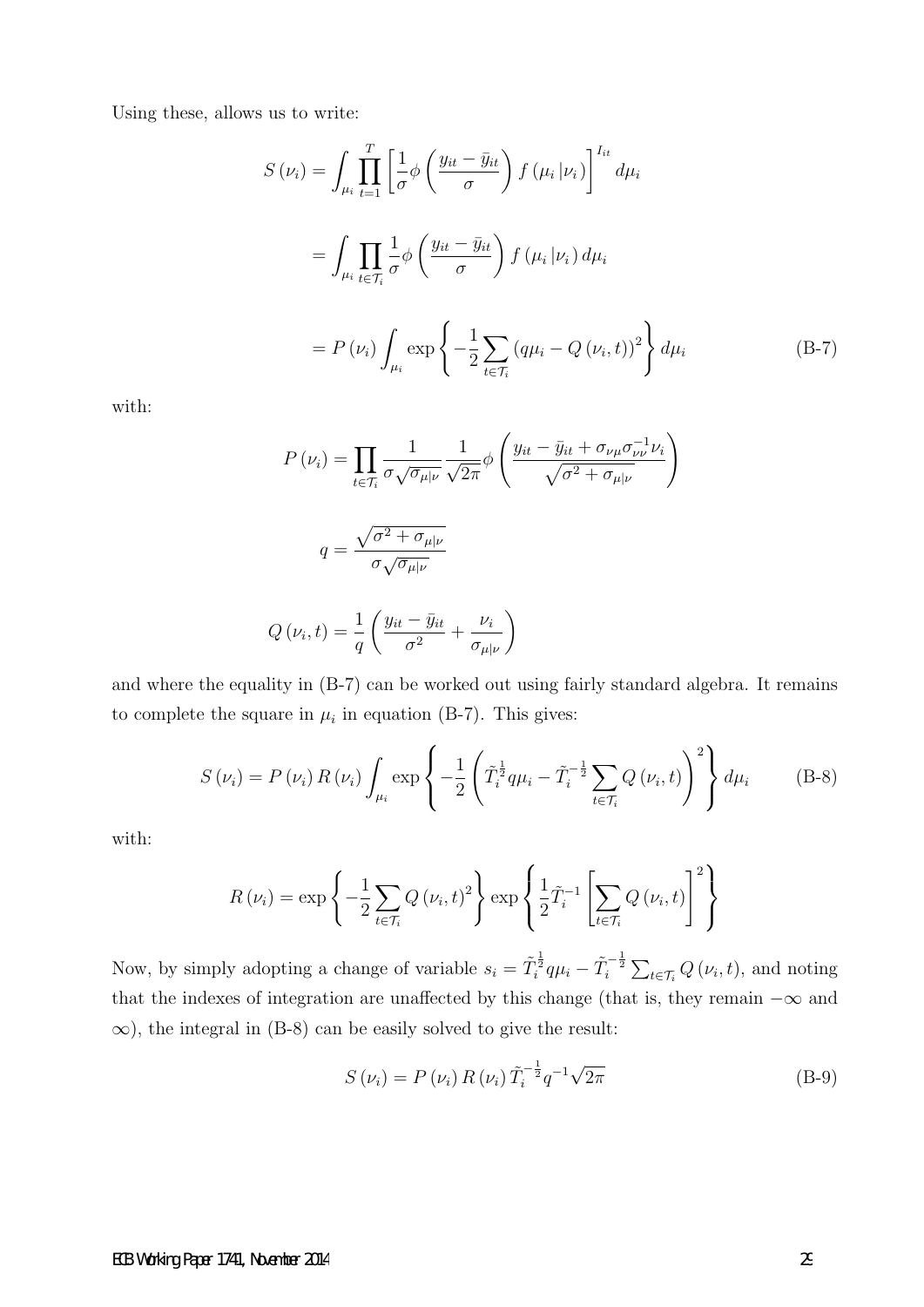Using these, allows us to write:

$$
\begin{aligned}
S(\nu_i) &= \int_{\mu_i} \prod_{t=1}^{T} \left[ \frac{1}{\sigma} \phi\left( \frac{y_{it} - \bar{y}_{it}}{\sigma} \right) f(\mu_i | \nu_i) \right]^{I_{it}} d\mu_i \\
&= \int_{\mu_i} \prod_{t \in \mathcal{T}_i} \frac{1}{\sigma} \phi\left( \frac{y_{it} - \bar{y}_{it}}{\sigma} \right) f(\mu_i | \nu_i) \, d\mu_i \\
&= P(\nu_i) \int_{\mu_i} \exp\left\{ -\frac{1}{2} \sum_{t \in \mathcal{T}_i} (q\mu_i - Q(\nu_i, t))^2 \right\} d\mu_i \qquad \text{(B-7)}
\end{aligned}
$$

with:

$$
P(\nu_i) = \prod_{t \in \mathcal{T}_i} \frac{1}{\sigma \sqrt{\sigma_{\mu|\nu}}} \frac{1}{\sqrt{2\pi}} \phi\left( \frac{y_{it} - \bar{y}_{it} + \sigma_{\nu\mu} \sigma_{\nu\nu}^{-1} \nu_i}{\sqrt{\sigma^2 + \sigma_{\mu|\nu}}} \right)
$$

$$
q = \frac{\sqrt{\sigma^2 + \sigma_{\mu|\nu}}}{\sigma \sqrt{\sigma_{\mu|\nu}}}
$$

$$
Q(\nu_i, t) = \frac{1}{q} \left( \frac{y_{it} - \bar{y}_{it}}{\sigma^2} + \frac{\nu_i}{\sigma_{\mu|\nu}} \right)
$$

and where the equality in (B-7) can be worked out using fairly standard algebra. It remains to complete the square in $\mu_i$ in equation (B-7). This gives:

$$
S(\nu_i) = P(\nu_i) R(\nu_i) \int_{\mu_i} \exp\left\{ -\frac{1}{2} \left( \tilde{T}_i^{\frac{1}{2}} q\mu_i - \tilde{T}_i^{-\frac{1}{2}} \sum_{t \in \mathcal{T}_i} Q(\nu_i, t) \right)^2 \right\} d\mu_i \qquad \text{(B-8)}
$$

with:

$$
R(\nu_i) = \exp\left\{ -\frac{1}{2} \sum_{t \in \mathcal{T}_i} Q(\nu_i, t)^2 \right\} \exp\left\{ \frac{1}{2} \tilde{T}_i^{-1} \left[ \sum_{t \in \mathcal{T}_i} Q(\nu_i, t) \right]^2 \right\}
$$

Now, by simply adopting a change of variable $s_i = \tilde{T}_i^{\frac{1}{2}} q\mu_i - \tilde{T}_i^{-\frac{1}{2}} \sum_{t \in \mathcal{T}_i} Q(\nu_i, t)$, and noting that the indexes of integration are unaffected by this change (that is, they remain $-\infty$ and $\infty$), the integral in (B-8) can be easily solved to give the result:

$$
S(\nu_i) = P(\nu_i) R(\nu_i) \tilde{T}_i^{-\frac{1}{2}} q^{-1} \sqrt{2\pi} \qquad \text{(B-9)}
$$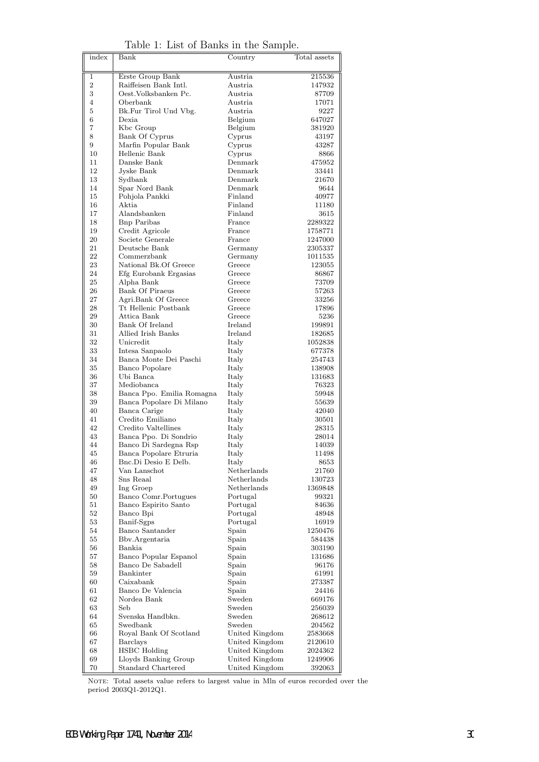Table 1: List of Banks in the Sample.

| index | Bank | Country | Total assets |
|---|---|---|---|
| 1 | Erste Group Bank | Austria | 215536 |
| 2 | Raiffeisen Bank Intl. | Austria | 147932 |
| 3 | Oest.Volksbanken Pc. | Austria | 87709 |
| 4 | Oberbank | Austria | 17071 |
| 5 | Bk.Fur Tirol Und Vbg. | Austria | 9227 |
| 6 | Dexia | Belgium | 647027 |
| 7 | Kbc Group | Belgium | 381920 |
| 8 | Bank Of Cyprus | Cyprus | 43197 |
| 9 | Marfin Popular Bank | Cyprus | 43287 |
| 10 | Hellenic Bank | Cyprus | 8866 |
| 11 | Danske Bank | Denmark | 475952 |
| 12 | Jyske Bank | Denmark | 33441 |
| 13 | Sydbank | Denmark | 21670 |
| 14 | Spar Nord Bank | Denmark | 9644 |
| 15 | Pohjola Pankki | Finland | 40977 |
| 16 | Aktia | Finland | 11180 |
| 17 | Alandsbanken | Finland | 3615 |
| 18 | Bnp Paribas | France | 2289322 |
| 19 | Credit Agricole | France | 1758771 |
| 20 | Societe Generale | France | 1247000 |
| 21 | Deutsche Bank | Germany | 2305337 |
| 22 | Commerzbank | Germany | 1011535 |
| 23 | National Bk.Of Greece | Greece | 123055 |
| 24 | Efg Eurobank Ergasias | Greece | 86867 |
| 25 | Alpha Bank | Greece | 73709 |
| 26 | Bank Of Piraeus | Greece | 57263 |
| 27 | Agri.Bank Of Greece | Greece | 33256 |
| 28 | Tt Hellenic Postbank | Greece | 17896 |
| 29 | Attica Bank | Greece | 5236 |
| 30 | Bank Of Ireland | Ireland | 199891 |
| 31 | Allied Irish Banks | Ireland | 182685 |
| 32 | Unicredit | Italy | 1052838 |
| 33 | Intesa Sanpaolo | Italy | 677378 |
| 34 | Banca Monte Dei Paschi | Italy | 254743 |
| 35 | Banco Popolare | Italy | 138908 |
| 36 | Ubi Banca | Italy | 131683 |
| 37 | Mediobanca | Italy | 76323 |
| 38 | Banca Ppo. Emilia Romagna | Italy | 59948 |
| 39 | Banca Popolare Di Milano | Italy | 55639 |
| 40 | Banca Carige | Italy | 42040 |
| 41 | Credito Emiliano | Italy | 30501 |
| 42 | Credito Valtellines | Italy | 28315 |
| 43 | Banca Ppo. Di Sondrio | Italy | 28014 |
| 44 | Banco Di Sardegna Rsp | Italy | 14039 |
| 45 | Banca Popolare Etruria | Italy | 11498 |
| 46 | Bnc.Di Desio E Delb. | Italy | 8653 |
| 47 | Van Lanschot | Netherlands | 21760 |
| 48 | Sns Reaal | Netherlands | 130723 |
| 49 | Ing Groep | Netherlands | 1369848 |
| 50 | Banco Comr.Portugues | Portugal | 99321 |
| 51 | Banco Espirito Santo | Portugal | 84636 |
| 52 | Banco Bpi | Portugal | 48948 |
| 53 | Banif-Sgps | Portugal | 16919 |
| 54 | Banco Santander | Spain | 1250476 |
| 55 | Bbv.Argentaria | Spain | 584438 |
| 56 | Bankia | Spain | 303190 |
| 57 | Banco Popular Espanol | Spain | 131686 |
| 58 | Banco De Sabadell | Spain | 96176 |
| 59 | Bankinter | Spain | 61991 |
| 60 | Caixabank | Spain | 273387 |
| 61 | Banco De Valencia | Spain | 24416 |
| 62 | Nordea Bank | Sweden | 669176 |
| 63 | Seb | Sweden | 256039 |
| 64 | Svenska Handbkn. | Sweden | 268612 |
| 65 | Swedbank | Sweden | 204562 |
| 66 | Royal Bank Of Scotland | United Kingdom | 2583668 |
| 67 | Barclays | United Kingdom | 2120610 |
| 68 | HSBC Holding | United Kingdom | 2024362 |
| 69 | Lloyds Banking Group | United Kingdom | 1249906 |
| 70 | Standard Chartered | United Kingdom | 392063 |

NOTE: Total assets value refers to largest value in Mln of euros recorded over the period 2003Q1-2012Q1.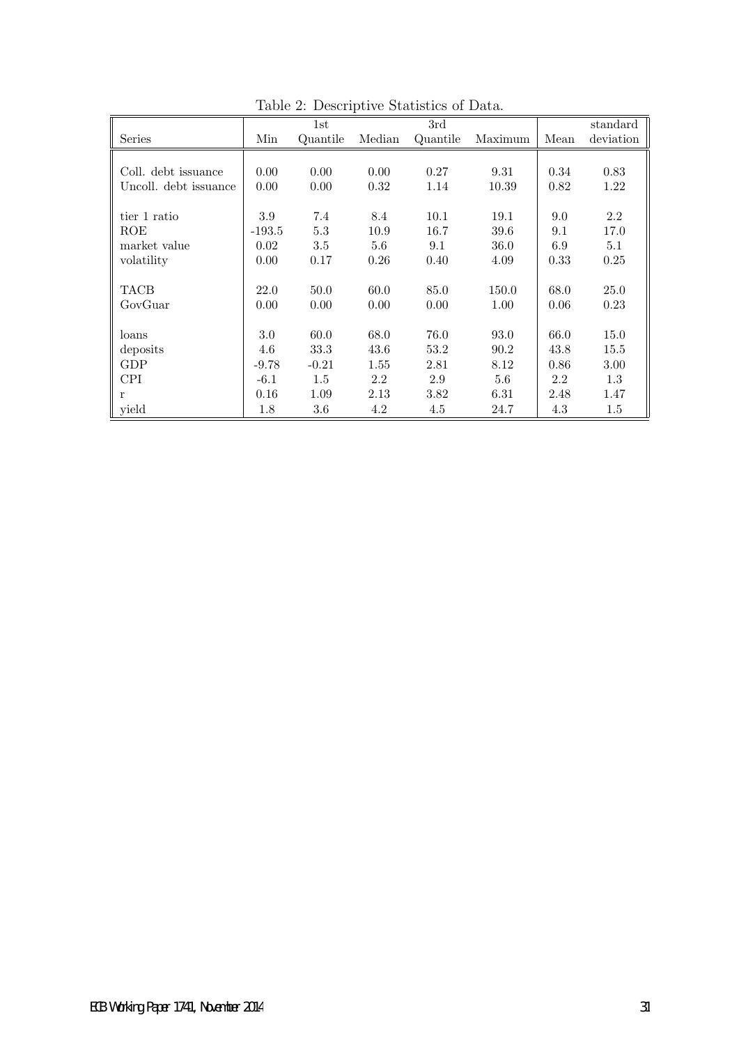Table 2: Descriptive Statistics of Data.

| Series | Min | 1st Quantile | Median | 3rd Quantile | Maximum | Mean | standard deviation |
|---|---|---|---|---|---|---|---|
| Coll. debt issuance | 0.00 | 0.00 | 0.00 | 0.27 | 9.31 | 0.34 | 0.83 |
| Uncoll. debt issuance | 0.00 | 0.00 | 0.32 | 1.14 | 10.39 | 0.82 | 1.22 |
| tier 1 ratio | 3.9 | 7.4 | 8.4 | 10.1 | 19.1 | 9.0 | 2.2 |
| ROE | -193.5 | 5.3 | 10.9 | 16.7 | 39.6 | 9.1 | 17.0 |
| market value | 0.02 | 3.5 | 5.6 | 9.1 | 36.0 | 6.9 | 5.1 |
| volatility | 0.00 | 0.17 | 0.26 | 0.40 | 4.09 | 0.33 | 0.25 |
| TACB | 22.0 | 50.0 | 60.0 | 85.0 | 150.0 | 68.0 | 25.0 |
| GovGuar | 0.00 | 0.00 | 0.00 | 0.00 | 1.00 | 0.06 | 0.23 |
| loans | 3.0 | 60.0 | 68.0 | 76.0 | 93.0 | 66.0 | 15.0 |
| deposits | 4.6 | 33.3 | 43.6 | 53.2 | 90.2 | 43.8 | 15.5 |
| GDP | -9.78 | -0.21 | 1.55 | 2.81 | 8.12 | 0.86 | 3.00 |
| CPI | -6.1 | 1.5 | 2.2 | 2.9 | 5.6 | 2.2 | 1.3 |
| r | 0.16 | 1.09 | 2.13 | 3.82 | 6.31 | 2.48 | 1.47 |
| yield | 1.8 | 3.6 | 4.2 | 4.5 | 24.7 | 4.3 | 1.5 |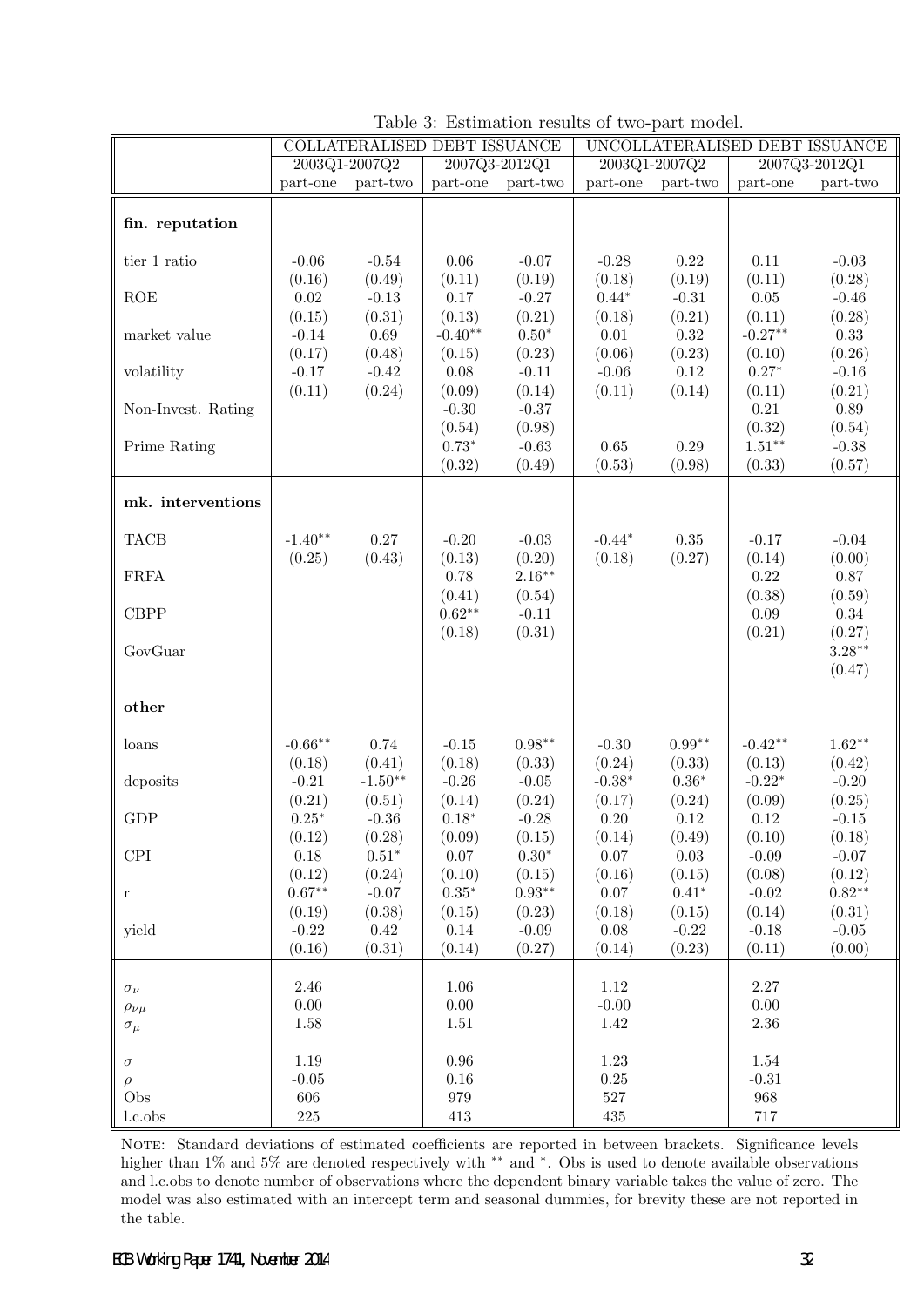Table 3: Estimation results of two-part model.

| | COLLATERALISED DEBT ISSUANCE | | | | UNCOLLATERALISED DEBT ISSUANCE | | | |
|---|---|---|---|---|---|---|---|---|
| | 2003Q1-2007Q2 | | 2007Q3-2012Q1 | | 2003Q1-2007Q2 | | 2007Q3-2012Q1 | |
| | part-one | part-two | part-one | part-two | part-one | part-two | part-one | part-two |
| **fin. reputation** | | | | | | | | |
| tier 1 ratio | -0.06 | -0.54 | 0.06 | -0.07 | -0.28 | 0.22 | 0.11 | -0.03 |
| | (0.16) | (0.49) | (0.11) | (0.19) | (0.18) | (0.19) | (0.11) | (0.28) |
| ROE | 0.02 | -0.13 | 0.17 | -0.27 | $0.44^{*}$ | -0.31 | 0.05 | -0.46 |
| | (0.15) | (0.31) | (0.13) | (0.21) | (0.18) | (0.21) | (0.11) | (0.28) |
| market value | -0.14 | 0.69 | $-0.40^{**}$ | $0.50^{*}$ | 0.01 | 0.32 | $-0.27^{**}$ | 0.33 |
| | (0.17) | (0.48) | (0.15) | (0.23) | (0.06) | (0.23) | (0.10) | (0.26) |
| volatility | -0.17 | -0.42 | 0.08 | -0.11 | -0.06 | 0.12 | $0.27^{*}$ | -0.16 |
| | (0.11) | (0.24) | (0.09) | (0.14) | (0.11) | (0.14) | (0.11) | (0.21) |
| Non-Invest. Rating | | | -0.30 | -0.37 | | | 0.21 | 0.89 |
| | | | (0.54) | (0.98) | | | (0.32) | (0.54) |
| Prime Rating | | | $0.73^{*}$ | -0.63 | 0.65 | 0.29 | $1.51^{**}$ | -0.38 |
| | | | (0.32) | (0.49) | (0.53) | (0.98) | (0.33) | (0.57) |
| **mk. interventions** | | | | | | | | |
| TACB | $-1.40^{**}$ | 0.27 | -0.20 | -0.03 | $-0.44^{*}$ | 0.35 | -0.17 | -0.04 |
| | (0.25) | (0.43) | (0.13) | (0.20) | (0.18) | (0.27) | (0.14) | (0.00) |
| FRFA | | | 0.78 | $2.16^{**}$ | | | 0.22 | 0.87 |
| | | | (0.41) | (0.54) | | | (0.38) | (0.59) |
| CBPP | | | $0.62^{**}$ | -0.11 | | | 0.09 | 0.34 |
| | | | (0.18) | (0.31) | | | (0.21) | (0.27) |
| GovGuar | | | | | | | | $3.28^{**}$ |
| | | | | | | | | (0.47) |
| **other** | | | | | | | | |
| loans | $-0.66^{**}$ | 0.74 | -0.15 | $0.98^{**}$ | -0.30 | $0.99^{**}$ | $-0.42^{**}$ | $1.62^{**}$ |
| | (0.18) | (0.41) | (0.18) | (0.33) | (0.24) | (0.33) | (0.13) | (0.42) |
| deposits | -0.21 | $-1.50^{**}$ | -0.26 | -0.05 | $-0.38^{*}$ | $0.36^{*}$ | $-0.22^{*}$ | -0.20 |
| | (0.21) | (0.51) | (0.14) | (0.24) | (0.17) | (0.24) | (0.09) | (0.25) |
| GDP | $0.25^{*}$ | -0.36 | $0.18^{*}$ | -0.28 | 0.20 | 0.12 | 0.12 | -0.15 |
| | (0.12) | (0.28) | (0.09) | (0.15) | (0.14) | (0.49) | (0.10) | (0.18) |
| CPI | 0.18 | $0.51^{*}$ | 0.07 | $0.30^{*}$ | 0.07 | 0.03 | -0.09 | -0.07 |
| | (0.12) | (0.24) | (0.10) | (0.15) | (0.16) | (0.15) | (0.08) | (0.12) |
| r | $0.67^{**}$ | -0.07 | $0.35^{*}$ | $0.93^{**}$ | 0.07 | $0.41^{*}$ | -0.02 | $0.82^{**}$ |
| | (0.19) | (0.38) | (0.15) | (0.23) | (0.18) | (0.15) | (0.14) | (0.31) |
| yield | -0.22 | 0.42 | 0.14 | -0.09 | 0.08 | -0.22 | -0.18 | -0.05 |
| | (0.16) | (0.31) | (0.14) | (0.27) | (0.14) | (0.23) | (0.11) | (0.00) |
| $\sigma_{\nu}$ | 2.46 | | 1.06 | | 1.12 | | 2.27 | |
| $\rho_{\nu\mu}$ | 0.00 | | 0.00 | | -0.00 | | 0.00 | |
| $\sigma_{\mu}$ | 1.58 | | 1.51 | | 1.42 | | 2.36 | |
| $\sigma$ | 1.19 | | 0.96 | | 1.23 | | 1.54 | |
| $\rho$ | -0.05 | | 0.16 | | 0.25 | | -0.31 | |
| Obs | 606 | | 979 | | 527 | | 968 | |
| l.c.obs | 225 | | 413 | | 435 | | 717 | |

NOTE: Standard deviations of estimated coefficients are reported in between brackets. Significance levels higher than 1% and 5% are denoted respectively with ** and *. Obs is used to denote available observations and l.c.obs to denote number of observations where the dependent binary variable takes the value of zero. The model was also estimated with an intercept term and seasonal dummies, for brevity these are not reported in the table.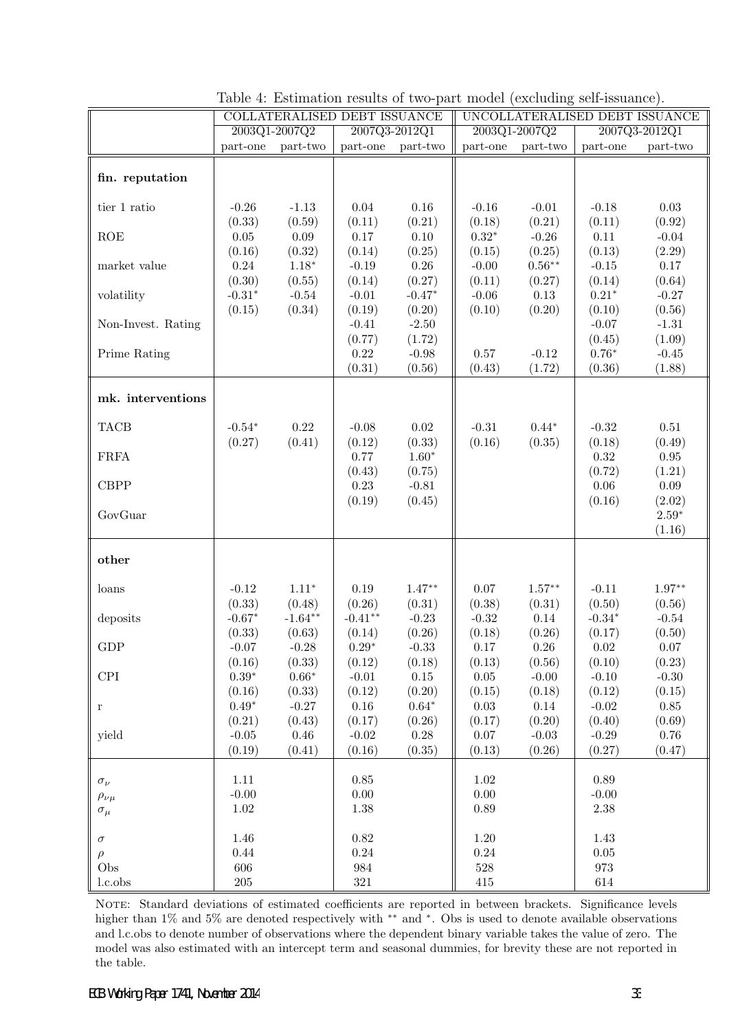Table 4: Estimation results of two-part model (excluding self-issuance).

| | COLLATERALISED DEBT ISSUANCE | | | | UNCOLLATERALISED DEBT ISSUANCE | | | |
|---|---|---|---|---|---|---|---|---|
| | 2003Q1-2007Q2 | | 2007Q3-2012Q1 | | 2003Q1-2007Q2 | | 2007Q3-2012Q1 | |
| | part-one | part-two | part-one | part-two | part-one | part-two | part-one | part-two |
| **fin. reputation** | | | | | | | | |
| tier 1 ratio | -0.26 | -1.13 | 0.04 | 0.16 | -0.16 | -0.01 | -0.18 | 0.03 |
| | (0.33) | (0.59) | (0.11) | (0.21) | (0.18) | (0.21) | (0.11) | (0.92) |
| ROE | 0.05 | 0.09 | 0.17 | 0.10 | $0.32^{*}$ | -0.26 | 0.11 | -0.04 |
| | (0.16) | (0.32) | (0.14) | (0.25) | (0.15) | (0.25) | (0.13) | (2.29) |
| market value | 0.24 | $1.18^{*}$ | -0.19 | 0.26 | -0.00 | $0.56^{**}$ | -0.15 | 0.17 |
| | (0.30) | (0.55) | (0.14) | (0.27) | (0.11) | (0.27) | (0.14) | (0.64) |
| volatility | $-0.31^{*}$ | -0.54 | -0.01 | $-0.47^{*}$ | -0.06 | 0.13 | $0.21^{*}$ | -0.27 |
| | (0.15) | (0.34) | (0.19) | (0.20) | (0.10) | (0.20) | (0.10) | (0.56) |
| Non-Invest. Rating | | | -0.41 | -2.50 | | | -0.07 | -1.31 |
| | | | (0.77) | (1.72) | | | (0.45) | (1.09) |
| Prime Rating | | | 0.22 | -0.98 | 0.57 | -0.12 | $0.76^{*}$ | -0.45 |
| | | | (0.31) | (0.56) | (0.43) | (1.72) | (0.36) | (1.88) |
| **mk. interventions** | | | | | | | | |
| TACB | $-0.54^{*}$ | 0.22 | -0.08 | 0.02 | -0.31 | $0.44^{*}$ | -0.32 | 0.51 |
| | (0.27) | (0.41) | (0.12) | (0.33) | (0.16) | (0.35) | (0.18) | (0.49) |
| FRFA | | | 0.77 | $1.60^{*}$ | | | 0.32 | 0.95 |
| | | | (0.43) | (0.75) | | | (0.72) | (1.21) |
| CBPP | | | 0.23 | -0.81 | | | 0.06 | 0.09 |
| | | | (0.19) | (0.45) | | | (0.16) | (2.02) |
| GovGuar | | | | | | | | $2.59^{*}$ |
| | | | | | | | | (1.16) |
| **other** | | | | | | | | |
| loans | -0.12 | $1.11^{*}$ | 0.19 | $1.47^{**}$ | 0.07 | $1.57^{**}$ | -0.11 | $1.97^{**}$ |
| | (0.33) | (0.48) | (0.26) | (0.31) | (0.38) | (0.31) | (0.50) | (0.56) |
| deposits | $-0.67^{*}$ | $-1.64^{**}$ | $-0.41^{**}$ | -0.23 | -0.32 | 0.14 | $-0.34^{*}$ | -0.54 |
| | (0.33) | (0.63) | (0.14) | (0.26) | (0.18) | (0.26) | (0.17) | (0.50) |
| GDP | -0.07 | -0.28 | $0.29^{*}$ | -0.33 | 0.17 | 0.26 | 0.02 | 0.07 |
| | (0.16) | (0.33) | (0.12) | (0.18) | (0.13) | (0.56) | (0.10) | (0.23) |
| CPI | $0.39^{*}$ | $0.66^{*}$ | -0.01 | 0.15 | 0.05 | -0.00 | -0.10 | -0.30 |
| | (0.16) | (0.33) | (0.12) | (0.20) | (0.15) | (0.18) | (0.12) | (0.15) |
| r | $0.49^{*}$ | -0.27 | 0.16 | $0.64^{*}$ | 0.03 | 0.14 | -0.02 | 0.85 |
| | (0.21) | (0.43) | (0.17) | (0.26) | (0.17) | (0.20) | (0.40) | (0.69) |
| yield | -0.05 | 0.46 | -0.02 | 0.28 | 0.07 | -0.03 | -0.29 | 0.76 |
| | (0.19) | (0.41) | (0.16) | (0.35) | (0.13) | (0.26) | (0.27) | (0.47) |
| $\sigma_{\nu}$ | 1.11 | | 0.85 | | 1.02 | | 0.89 | |
| $\rho_{\nu\mu}$ | -0.00 | | 0.00 | | 0.00 | | -0.00 | |
| $\sigma_{\mu}$ | 1.02 | | 1.38 | | 0.89 | | 2.38 | |
| $\sigma$ | 1.46 | | 0.82 | | 1.20 | | 1.43 | |
| $\rho$ | 0.44 | | 0.24 | | 0.24 | | 0.05 | |
| Obs | 606 | | 984 | | 528 | | 973 | |
| l.c.obs | 205 | | 321 | | 415 | | 614 | |

NOTE: Standard deviations of estimated coefficients are reported in between brackets. Significance levels higher than 1% and 5% are denoted respectively with ** and *. Obs is used to denote available observations and l.c.obs to denote number of observations where the dependent binary variable takes the value of zero. The model was also estimated with an intercept term and seasonal dummies, for brevity these are not reported in the table.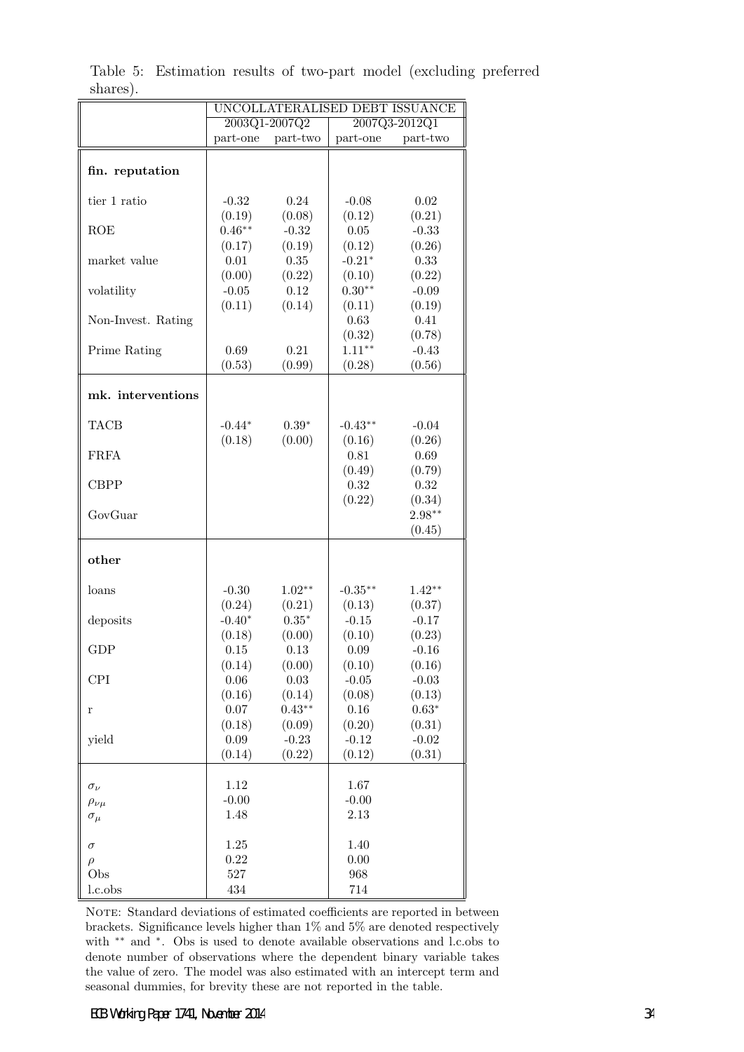Table 5: Estimation results of two-part model (excluding preferred shares).

| | UNCOLLATERALISED DEBT ISSUANCE | | | |
|---|---|---|---|---|
| | 2003Q1-2007Q2 | | 2007Q3-2012Q1 | |
| | part-one | part-two | part-one | part-two |
| **fin. reputation** | | | | |
| tier 1 ratio | -0.32 | 0.24 | -0.08 | 0.02 |
| | (0.19) | (0.08) | (0.12) | (0.21) |
| ROE | $0.46^{**}$ | -0.32 | 0.05 | -0.33 |
| | (0.17) | (0.19) | (0.12) | (0.26) |
| market value | 0.01 | 0.35 | $-0.21^{*}$ | 0.33 |
| | (0.00) | (0.22) | (0.10) | (0.22) |
| volatility | -0.05 | 0.12 | $0.30^{**}$ | -0.09 |
| | (0.11) | (0.14) | (0.11) | (0.19) |
| Non-Invest. Rating | | | 0.63 | 0.41 |
| | | | (0.32) | (0.78) |
| Prime Rating | 0.69 | 0.21 | $1.11^{**}$ | -0.43 |
| | (0.53) | (0.99) | (0.28) | (0.56) |
| **mk. interventions** | | | | |
| TACB | $-0.44^{*}$ | $0.39^{*}$ | $-0.43^{**}$ | -0.04 |
| | (0.18) | (0.00) | (0.16) | (0.26) |
| FRFA | | | 0.81 | 0.69 |
| | | | (0.49) | (0.79) |
| CBPP | | | 0.32 | 0.32 |
| | | | (0.22) | (0.34) |
| GovGuar | | | | $2.98^{**}$ |
| | | | | (0.45) |
| **other** | | | | |
| loans | -0.30 | $1.02^{**}$ | $-0.35^{**}$ | $1.42^{**}$ |
| | (0.24) | (0.21) | (0.13) | (0.37) |
| deposits | $-0.40^{*}$ | $0.35^{*}$ | -0.15 | -0.17 |
| | (0.18) | (0.00) | (0.10) | (0.23) |
| GDP | 0.15 | 0.13 | 0.09 | -0.16 |
| | (0.14) | (0.00) | (0.10) | (0.16) |
| CPI | 0.06 | 0.03 | -0.05 | -0.03 |
| | (0.16) | (0.14) | (0.08) | (0.13) |
| r | 0.07 | $0.43^{**}$ | 0.16 | $0.63^{*}$ |
| | (0.18) | (0.09) | (0.20) | (0.31) |
| yield | 0.09 | -0.23 | -0.12 | -0.02 |
| | (0.14) | (0.22) | (0.12) | (0.31) |
| $\sigma_\nu$ | 1.12 | | 1.67 | |
| $\rho_{\nu\mu}$ | -0.00 | | -0.00 | |
| $\sigma_\mu$ | 1.48 | | 2.13 | |
| $\sigma$ | 1.25 | | 1.40 | |
| $\rho$ | 0.22 | | 0.00 | |
| Obs | 527 | | 968 | |
| l.c.obs | 434 | | 714 | |

NOTE: Standard deviations of estimated coefficients are reported in between brackets. Significance levels higher than 1% and 5% are denoted respectively with $^{**}$ and $^{*}$. Obs is used to denote available observations and l.c.obs to denote number of observations where the dependent binary variable takes the value of zero. The model was also estimated with an intercept term and seasonal dummies, for brevity these are not reported in the table.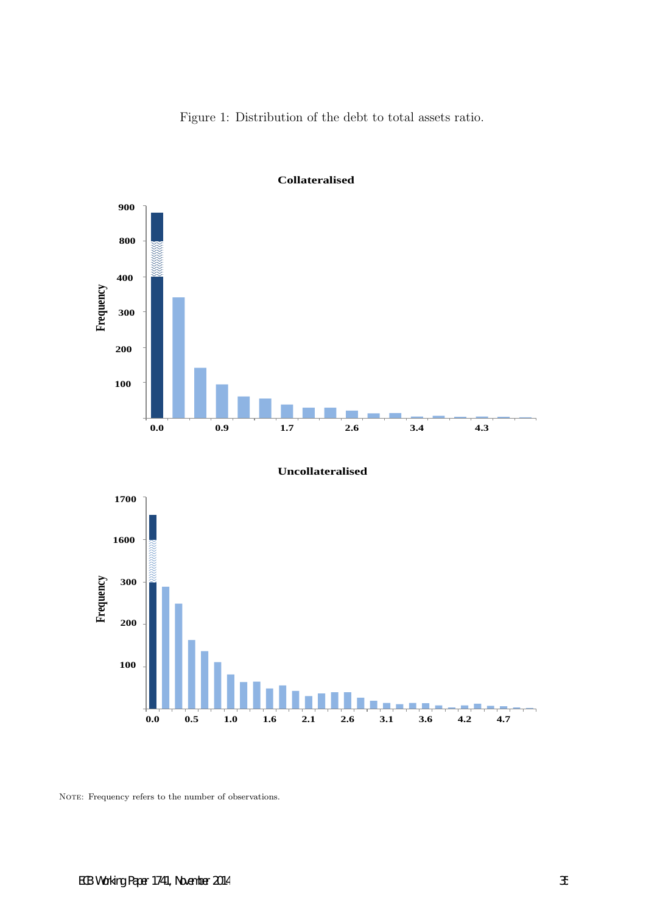Figure 1: Distribution of the debt to total assets ratio.

**Collateralised**

Frequency

900
800
400
300
200
100

0.0
0.9
1.7
2.6
3.4
4.3

**Uncollateralised**

Frequency

1700
1600
300
200
100

0.0
0.5
1.0
1.6
2.1
2.6
3.1
3.6
4.2
4.7

Note: Frequency refers to the number of observations.